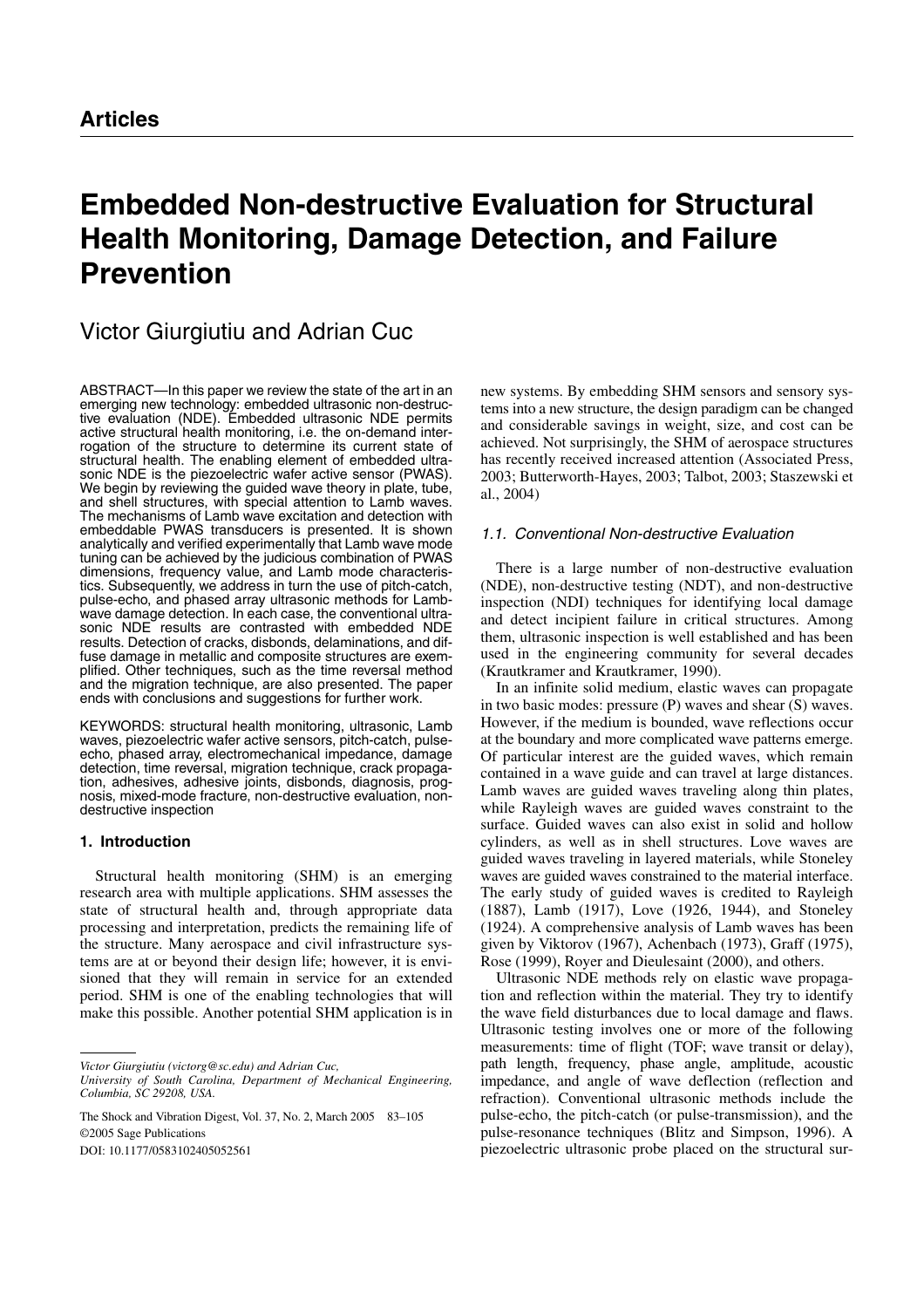**Articles**

# Embedded Non-destructive Evaluation for Structural Health Monitoring, Damage Detection, and Failure Prevention

Victor Giurgiutiu and Adrian Cuc

ABSTRACT—In this paper we review the state of the art in an emerging new technology: embedded ultrasonic non-destructive evaluation (NDE). Embedded ultrasonic NDE permits active structural health monitoring, i.e. the on-demand interrogation of the structure to determine its current state of structural health. The enabling element of embedded ultrasonic NDE is the piezoelectric wafer active sensor (PWAS). We begin by reviewing the guided wave theory in plate, tube, and shell structures, with special attention to Lamb waves. The mechanisms of Lamb wave excitation and detection with embeddable PWAS transducers is presented. It is shown analytically and verified experimentally that Lamb wave mode tuning can be achieved by the judicious combination of PWAS dimensions, frequency value, and Lamb mode characteristics. Subsequently, we address in turn the use of pitch-catch, pulse-echo, and phased array ultrasonic methods for Lamb-wave damage detection. In each case, the conventional ultrasonic NDE results are contrasted with embedded NDE results. Detection of cracks, disbonds, delaminations, and diffuse damage in metallic and composite structures are exemplified. Other techniques, such as the time reversal method and the migration technique, are also presented. The paper ends with conclusions and suggestions for further work.

KEYWORDS: structural health monitoring, ultrasonic, Lamb waves, piezoelectric wafer active sensors, pitch-catch, pulse-echo, phased array, electromechanical impedance, damage detection, time reversal, migration technique, crack propagation, adhesives, adhesive joints, disbonds, diagnosis, prognosis, mixed-mode fracture, non-destructive evaluation, non-destructive inspection

## 1. Introduction

Structural health monitoring (SHM) is an emerging research area with multiple applications. SHM assesses the state of structural health and, through appropriate data processing and interpretation, predicts the remaining life of the structure. Many aerospace and civil infrastructure systems are at or beyond their design life; however, it is envisioned that they will remain in service for an extended period. SHM is one of the enabling technologies that will make this possible. Another potential SHM application is in new systems. By embedding SHM sensors and sensory systems into a new structure, the design paradigm can be changed and considerable savings in weight, size, and cost can be achieved. Not surprisingly, the SHM of aerospace structures has recently received increased attention (Associated Press, 2003; Butterworth-Hayes, 2003; Talbot, 2003; Staszewski et al., 2004)

### 1.1. Conventional Non-destructive Evaluation

There is a large number of non-destructive evaluation (NDE), non-destructive testing (NDT), and non-destructive inspection (NDI) techniques for identifying local damage and detect incipient failure in critical structures. Among them, ultrasonic inspection is well established and has been used in the engineering community for several decades (Krautkramer and Krautkramer, 1990).

In an infinite solid medium, elastic waves can propagate in two basic modes: pressure (P) waves and shear (S) waves. However, if the medium is bounded, wave reflections occur at the boundary and more complicated wave patterns emerge. Of particular interest are the guided waves, which remain contained in a wave guide and can travel at large distances. Lamb waves are guided waves traveling along thin plates, while Rayleigh waves are guided waves constraint to the surface. Guided waves can also exist in solid and hollow cylinders, as well as in shell structures. Love waves are guided waves traveling in layered materials, while Stoneley waves are guided waves constrained to the material interface. The early study of guided waves is credited to Rayleigh (1887), Lamb (1917), Love (1926, 1944), and Stoneley (1924). A comprehensive analysis of Lamb waves has been given by Viktorov (1967), Achenbach (1973), Graff (1975), Rose (1999), Royer and Dieulesaint (2000), and others.

Ultrasonic NDE methods rely on elastic wave propagation and reflection within the material. They try to identify the wave field disturbances due to local damage and flaws. Ultrasonic testing involves one or more of the following measurements: time of flight (TOF; wave transit or delay), path length, frequency, phase angle, amplitude, acoustic impedance, and angle of wave deflection (reflection and refraction). Conventional ultrasonic methods include the pulse-echo, the pitch-catch (or pulse-transmission), and the pulse-resonance techniques (Blitz and Simpson, 1996). A piezoelectric ultrasonic probe placed on the structural sur-

---

*Victor Giurgiutiu (victorg@sc.edu) and Adrian Cuc,*
*University of South Carolina, Department of Mechanical Engineering, Columbia, SC 29208, USA.*

The Shock and Vibration Digest, Vol. 37, No. 2, March 2005 83–105
©2005 Sage Publications
DOI: 10.1177/0583102405052561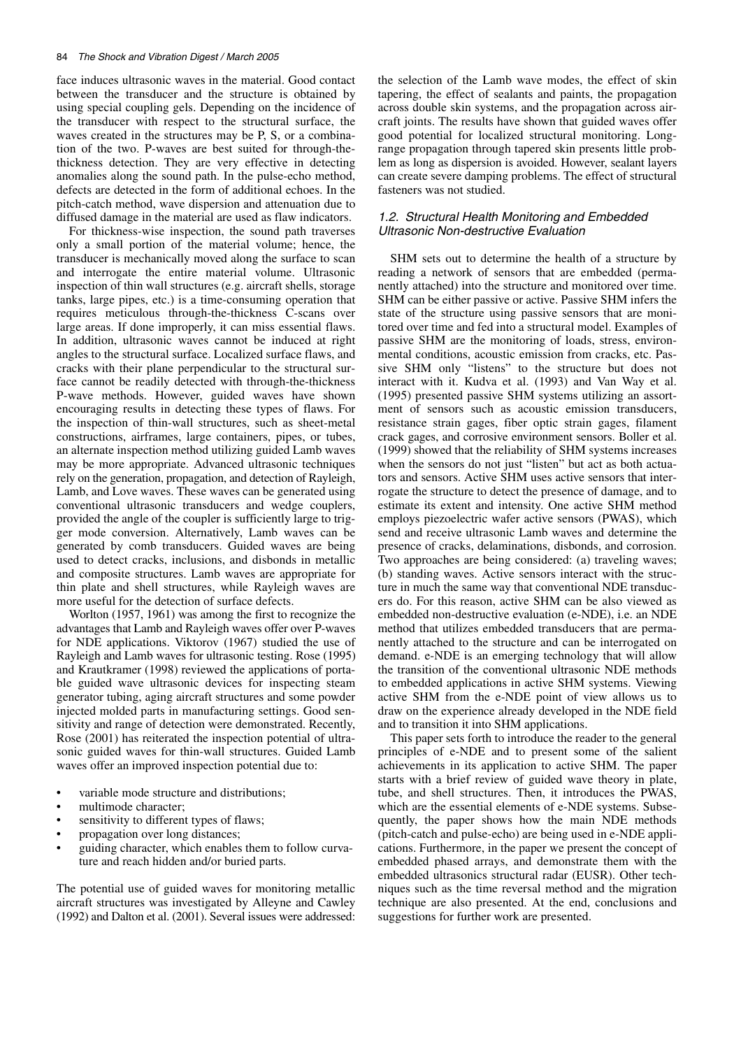face induces ultrasonic waves in the material. Good contact between the transducer and the structure is obtained by using special coupling gels. Depending on the incidence of the transducer with respect to the structural surface, the waves created in the structures may be P, S, or a combination of the two. P-waves are best suited for through-the-thickness detection. They are very effective in detecting anomalies along the sound path. In the pulse-echo method, defects are detected in the form of additional echoes. In the pitch-catch method, wave dispersion and attenuation due to diffused damage in the material are used as flaw indicators.

For thickness-wise inspection, the sound path traverses only a small portion of the material volume; hence, the transducer is mechanically moved along the surface to scan and interrogate the entire material volume. Ultrasonic inspection of thin wall structures (e.g. aircraft shells, storage tanks, large pipes, etc.) is a time-consuming operation that requires meticulous through-the-thickness C-scans over large areas. If done improperly, it can miss essential flaws. In addition, ultrasonic waves cannot be induced at right angles to the structural surface. Localized surface flaws, and cracks with their plane perpendicular to the structural surface cannot be readily detected with through-the-thickness P-wave methods. However, guided waves have shown encouraging results in detecting these types of flaws. For the inspection of thin-wall structures, such as sheet-metal constructions, airframes, large containers, pipes, or tubes, an alternate inspection method utilizing guided Lamb waves may be more appropriate. Advanced ultrasonic techniques rely on the generation, propagation, and detection of Rayleigh, Lamb, and Love waves. These waves can be generated using conventional ultrasonic transducers and wedge couplers, provided the angle of the coupler is sufficiently large to trigger mode conversion. Alternatively, Lamb waves can be generated by comb transducers. Guided waves are being used to detect cracks, inclusions, and disbonds in metallic and composite structures. Lamb waves are appropriate for thin plate and shell structures, while Rayleigh waves are more useful for the detection of surface defects.

Worlton (1957, 1961) was among the first to recognize the advantages that Lamb and Rayleigh waves offer over P-waves for NDE applications. Viktorov (1967) studied the use of Rayleigh and Lamb waves for ultrasonic testing. Rose (1995) and Krautkramer (1998) reviewed the applications of portable guided wave ultrasonic devices for inspecting steam generator tubing, aging aircraft structures and some powder injected molded parts in manufacturing settings. Good sensitivity and range of detection were demonstrated. Recently, Rose (2001) has reiterated the inspection potential of ultrasonic guided waves for thin-wall structures. Guided Lamb waves offer an improved inspection potential due to:

- variable mode structure and distributions;
- multimode character;
- sensitivity to different types of flaws;
- propagation over long distances;
- guiding character, which enables them to follow curvature and reach hidden and/or buried parts.

The potential use of guided waves for monitoring metallic aircraft structures was investigated by Alleyne and Cawley (1992) and Dalton et al. (2001). Several issues were addressed: the selection of the Lamb wave modes, the effect of skin tapering, the effect of sealants and paints, the propagation across double skin systems, and the propagation across aircraft joints. The results have shown that guided waves offer good potential for localized structural monitoring. Long-range propagation through tapered skin presents little problem as long as dispersion is avoided. However, sealant layers can create severe damping problems. The effect of structural fasteners was not studied.

### 1.2. Structural Health Monitoring and Embedded Ultrasonic Non-destructive Evaluation

SHM sets out to determine the health of a structure by reading a network of sensors that are embedded (permanently attached) into the structure and monitored over time. SHM can be either passive or active. Passive SHM infers the state of the structure using passive sensors that are monitored over time and fed into a structural model. Examples of passive SHM are the monitoring of loads, stress, environmental conditions, acoustic emission from cracks, etc. Passive SHM only "listens" to the structure but does not interact with it. Kudva et al. (1993) and Van Way et al. (1995) presented passive SHM systems utilizing an assortment of sensors such as acoustic emission transducers, resistance strain gages, fiber optic strain gages, filament crack gages, and corrosive environment sensors. Boller et al. (1999) showed that the reliability of SHM systems increases when the sensors do not just "listen" but act as both actuators and sensors. Active SHM uses active sensors that interrogate the structure to detect the presence of damage, and to estimate its extent and intensity. One active SHM method employs piezoelectric wafer active sensors (PWAS), which send and receive ultrasonic Lamb waves and determine the presence of cracks, delaminations, disbonds, and corrosion. Two approaches are being considered: (a) traveling waves; (b) standing waves. Active sensors interact with the structure in much the same way that conventional NDE transducers do. For this reason, active SHM can be also viewed as embedded non-destructive evaluation (e-NDE), i.e. an NDE method that utilizes embedded transducers that are permanently attached to the structure and can be interrogated on demand. e-NDE is an emerging technology that will allow the transition of the conventional ultrasonic NDE methods to embedded applications in active SHM systems. Viewing active SHM from the e-NDE point of view allows us to draw on the experience already developed in the NDE field and to transition it into SHM applications.

This paper sets forth to introduce the reader to the general principles of e-NDE and to present some of the salient achievements in its application to active SHM. The paper starts with a brief review of guided wave theory in plate, tube, and shell structures. Then, it introduces the PWAS, which are the essential elements of e-NDE systems. Subsequently, the paper shows how the main NDE methods (pitch-catch and pulse-echo) are being used in e-NDE applications. Furthermore, in the paper we present the concept of embedded phased arrays, and demonstrate them with the embedded ultrasonics structural radar (EUSR). Other techniques such as the time reversal method and the migration technique are also presented. At the end, conclusions and suggestions for further work are presented.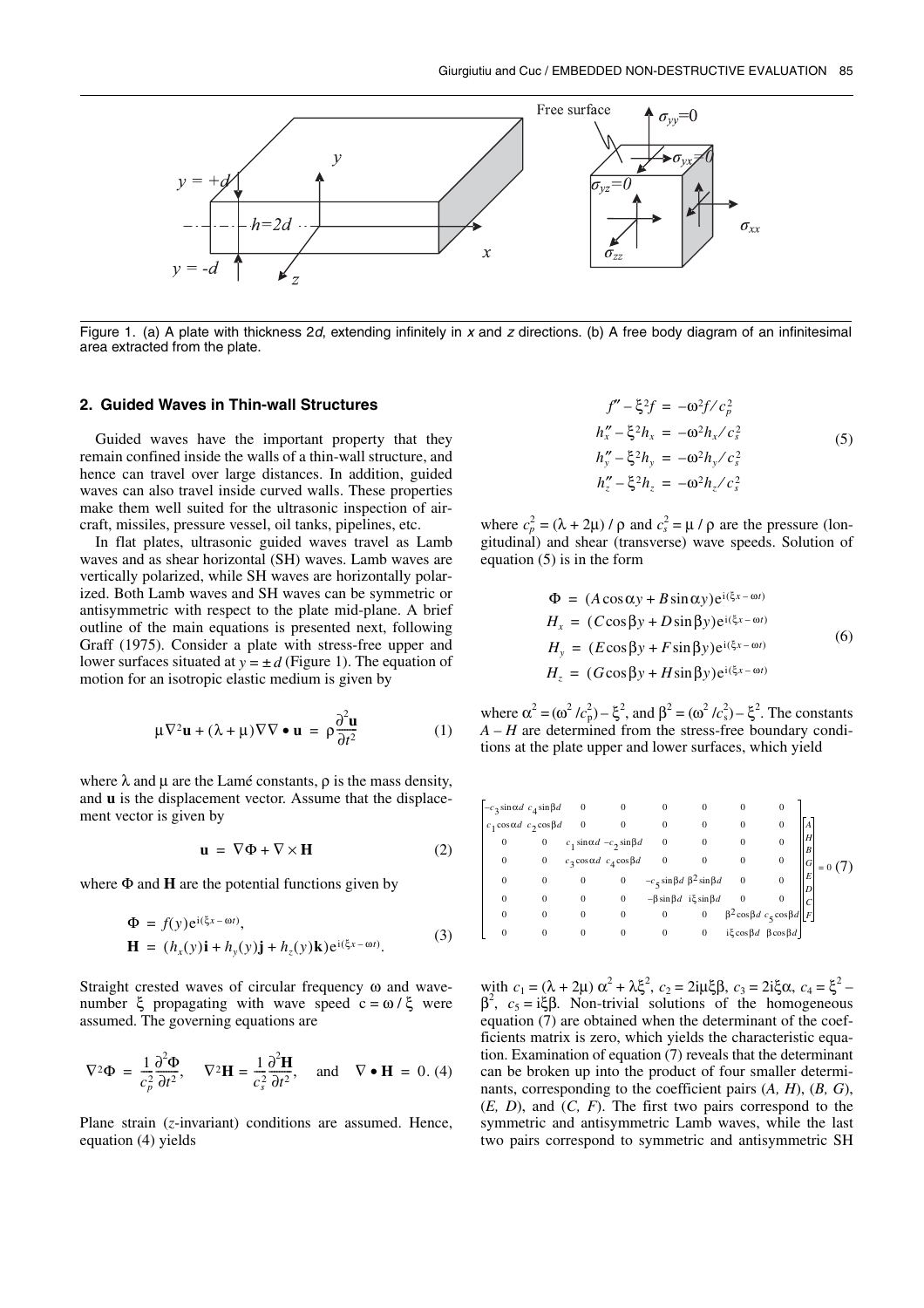Figure 1. (a) A plate with thickness 2*d*, extending infinitely in *x* and *z* directions. (b) A free body diagram of an infinitesimal area extracted from the plate.

## 2. Guided Waves in Thin-wall Structures

Guided waves have the important property that they remain confined inside the walls of a thin-wall structure, and hence can travel over large distances. In addition, guided waves can also travel inside curved walls. These properties make them well suited for the ultrasonic inspection of aircraft, missiles, pressure vessel, oil tanks, pipelines, etc.

In flat plates, ultrasonic guided waves travel as Lamb waves and as shear horizontal (SH) waves. Lamb waves are vertically polarized, while SH waves are horizontally polarized. Both Lamb waves and SH waves can be symmetric or antisymmetric with respect to the plate mid-plane. A brief outline of the main equations is presented next, following Graff (1975). Consider a plate with stress-free upper and lower surfaces situated at $y = \pm d$ (Figure 1). The equation of motion for an isotropic elastic medium is given by

$$\mu \nabla^2 \mathbf{u} + (\lambda + \mu) \nabla \nabla \bullet \mathbf{u} = \rho \frac{\partial^2 \mathbf{u}}{\partial t^2} \tag{1}$$

where $\lambda$ and $\mu$ are the Lamé constants, $\rho$ is the mass density, and $\mathbf{u}$ is the displacement vector. Assume that the displacement vector is given by

$$\mathbf{u} = \nabla \Phi + \nabla \times \mathbf{H} \tag{2}$$

where $\Phi$ and $\mathbf{H}$ are the potential functions given by

$$\begin{aligned} \Phi &= f(y) e^{i(\xi x - \omega t)}, \\ \mathbf{H} &= (h_x(y)\mathbf{i} + h_y(y)\mathbf{j} + h_z(y)\mathbf{k}) e^{i(\xi x - \omega t)}. \end{aligned} \tag{3}$$

Straight crested waves of circular frequency $\omega$ and wavenumber $\xi$ propagating with wave speed $c = \omega / \xi$ were assumed. The governing equations are

$$\nabla^2 \Phi = \frac{1}{c_p^2} \frac{\partial^2 \Phi}{\partial t^2}, \quad \nabla^2 \mathbf{H} = \frac{1}{c_s^2} \frac{\partial^2 \mathbf{H}}{\partial t^2}, \quad \text{and} \quad \nabla \bullet \mathbf{H} = 0. \tag{4}$$

Plane strain (*z*-invariant) conditions are assumed. Hence, equation (4) yields

$$\begin{aligned} f'' - \xi^2 f &= -\omega^2 f / c_p^2 \\ h_x'' - \xi^2 h_x &= -\omega^2 h_x / c_s^2 \\ h_y'' - \xi^2 h_y &= -\omega^2 h_y / c_s^2 \\ h_z'' - \xi^2 h_z &= -\omega^2 h_z / c_s^2 \end{aligned} \tag{5}$$

where $c_p^2 = (\lambda + 2\mu) / \rho$ and $c_s^2 = \mu / \rho$ are the pressure (longitudinal) and shear (transverse) wave speeds. Solution of equation (5) is in the form

$$\begin{aligned} \Phi &= (A \cos \alpha y + B \sin \alpha y) e^{i(\xi x - \omega t)} \\ H_x &= (C \cos \beta y + D \sin \beta y) e^{i(\xi x - \omega t)} \\ H_y &= (E \cos \beta y + F \sin \beta y) e^{i(\xi x - \omega t)} \\ H_z &= (G \cos \beta y + H \sin \beta y) e^{i(\xi x - \omega t)} \end{aligned} \tag{6}$$

where $\alpha^2 = (\omega^2 / c_p^2) - \xi^2$, and $\beta^2 = (\omega^2 / c_s^2) - \xi^2$. The constants $A - H$ are determined from the stress-free boundary conditions at the plate upper and lower surfaces, which yield

$$\begin{bmatrix} -c_3 \sin \alpha d & c_4 \sin \beta d & 0 & 0 & 0 & 0 & 0 & 0 \\ c_1 \cos \alpha d & c_2 \cos \beta d & 0 & 0 & 0 & 0 & 0 & 0 \\ 0 & 0 & c_1 \sin \alpha d & -c_2 \sin \beta d & 0 & 0 & 0 & 0 \\ 0 & 0 & c_3 \cos \alpha d & c_4 \cos \beta d & 0 & 0 & 0 & 0 \\ 0 & 0 & 0 & 0 & -c_5 \sin \beta d & \beta^2 \sin \beta d & 0 & 0 \\ 0 & 0 & 0 & 0 & -\beta \sin \beta d & i\xi \sin \beta d & 0 & 0 \\ 0 & 0 & 0 & 0 & 0 & 0 & \beta^2 \cos \beta d & c_5 \cos \beta d \\ 0 & 0 & 0 & 0 & 0 & 0 & i\xi \cos \beta d & \beta \cos \beta d \end{bmatrix} \begin{bmatrix} A \\ H \\ B \\ G \\ E \\ D \\ C \\ F \end{bmatrix} = 0 \tag{7}$$

with $c_1 = (\lambda + 2\mu)\, \alpha^2 + \lambda \xi^2$, $c_2 = 2i\mu\xi\beta$, $c_3 = 2i\xi\alpha$, $c_4 = \xi^2 - \beta^2$, $c_5 = i\xi\beta$. Non-trivial solutions of the homogeneous equation (7) are obtained when the determinant of the coefficients matrix is zero, which yields the characteristic equation. Examination of equation (7) reveals that the determinant can be broken up into the product of four smaller determinants, corresponding to the coefficient pairs (*A, H*), (*B, G*), (*E, D*), and (*C, F*). The first two pairs correspond to the symmetric and antisymmetric Lamb waves, while the last two pairs correspond to symmetric and antisymmetric SH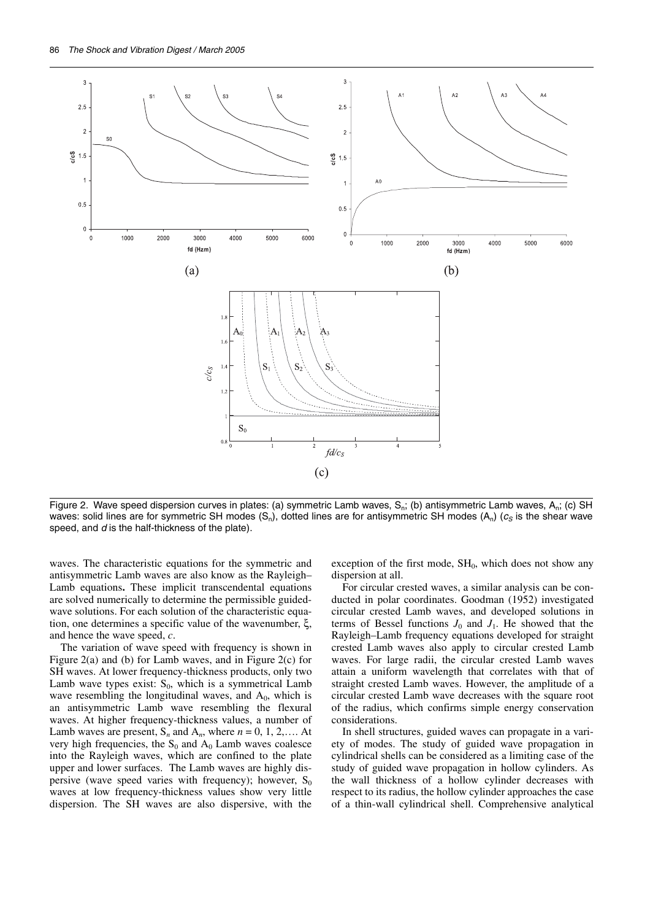Figure 2. Wave speed dispersion curves in plates: (a) symmetric Lamb waves, $S_n$; (b) antisymmetric Lamb waves, $A_n$; (c) SH waves: solid lines are for symmetric SH modes ($S_n$), dotted lines are for antisymmetric SH modes ($A_n$) ($c_S$ is the shear wave speed, and $d$ is the half-thickness of the plate).

waves. The characteristic equations for the symmetric and antisymmetric Lamb waves are also know as the Rayleigh–Lamb equations**.** These implicit transcendental equations are solved numerically to determine the permissible guided-wave solutions. For each solution of the characteristic equation, one determines a specific value of the wavenumber, $\xi$, and hence the wave speed, $c$.

The variation of wave speed with frequency is shown in Figure 2(a) and (b) for Lamb waves, and in Figure 2(c) for SH waves. At lower frequency-thickness products, only two Lamb wave types exist: $S_0$, which is a symmetrical Lamb wave resembling the longitudinal waves, and $A_0$, which is an antisymmetric Lamb wave resembling the flexural waves. At higher frequency-thickness values, a number of Lamb waves are present, $S_n$ and $A_n$, where $n = 0, 1, 2, \ldots$. At very high frequencies, the $S_0$ and $A_0$ Lamb waves coalesce into the Rayleigh waves, which are confined to the plate upper and lower surfaces. The Lamb waves are highly dispersive (wave speed varies with frequency); however, $S_0$ waves at low frequency-thickness values show very little dispersion. The SH waves are also dispersive, with the exception of the first mode, $SH_0$, which does not show any dispersion at all.

For circular crested waves, a similar analysis can be conducted in polar coordinates. Goodman (1952) investigated circular crested Lamb waves, and developed solutions in terms of Bessel functions $J_0$ and $J_1$. He showed that the Rayleigh–Lamb frequency equations developed for straight crested Lamb waves also apply to circular crested Lamb waves. For large radii, the circular crested Lamb waves attain a uniform wavelength that correlates with that of straight crested Lamb waves. However, the amplitude of a circular crested Lamb wave decreases with the square root of the radius, which confirms simple energy conservation considerations.

In shell structures, guided waves can propagate in a variety of modes. The study of guided wave propagation in cylindrical shells can be considered as a limiting case of the study of guided wave propagation in hollow cylinders. As the wall thickness of a hollow cylinder decreases with respect to its radius, the hollow cylinder approaches the case of a thin-wall cylindrical shell. Comprehensive analytical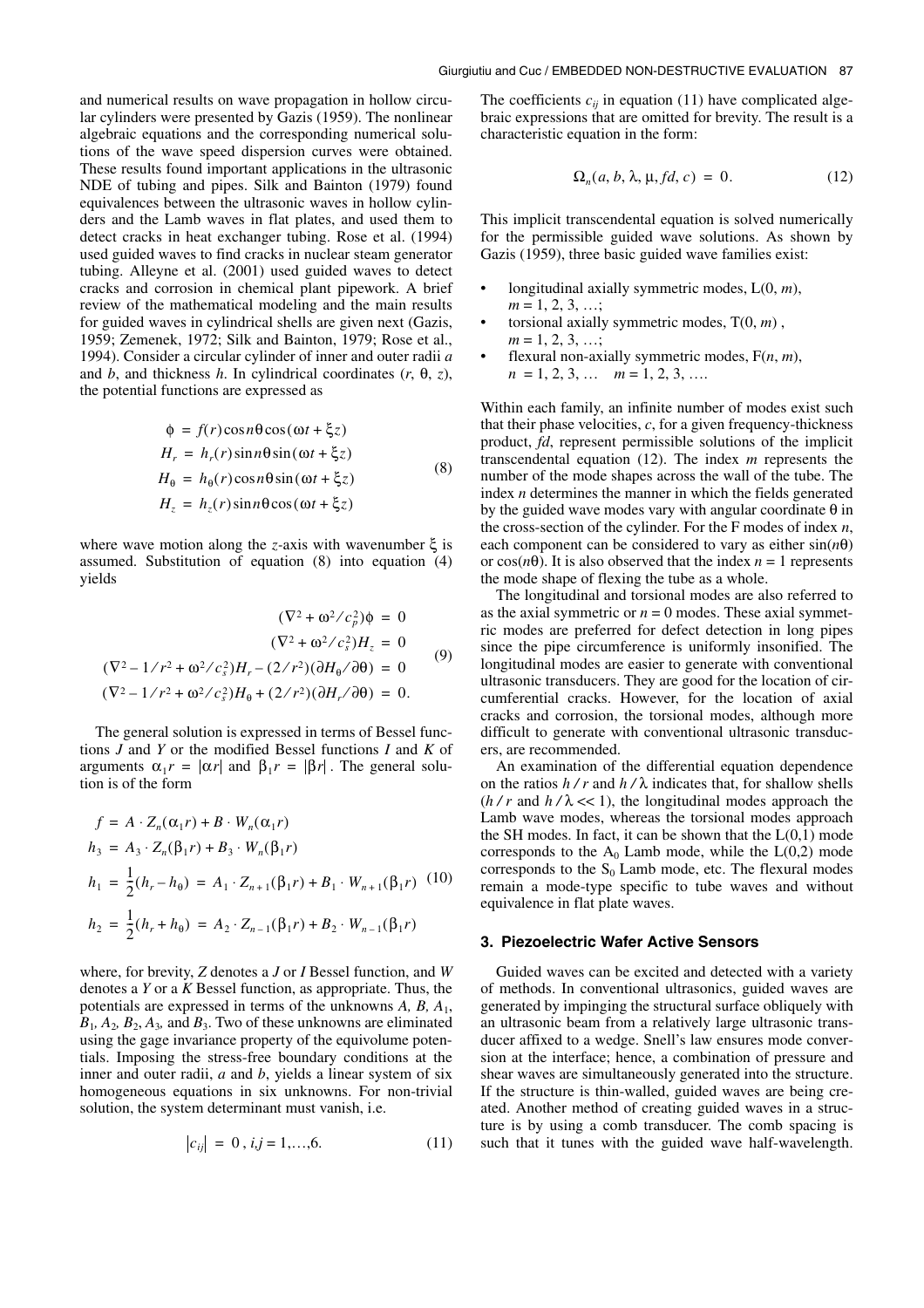and numerical results on wave propagation in hollow circular cylinders were presented by Gazis (1959). The nonlinear algebraic equations and the corresponding numerical solutions of the wave speed dispersion curves were obtained. These results found important applications in the ultrasonic NDE of tubing and pipes. Silk and Bainton (1979) found equivalences between the ultrasonic waves in hollow cylinders and the Lamb waves in flat plates, and used them to detect cracks in heat exchanger tubing. Rose et al. (1994) used guided waves to find cracks in nuclear steam generator tubing. Alleyne et al. (2001) used guided waves to detect cracks and corrosion in chemical plant pipework. A brief review of the mathematical modeling and the main results for guided waves in cylindrical shells are given next (Gazis, 1959; Zemenek, 1972; Silk and Bainton, 1979; Rose et al., 1994). Consider a circular cylinder of inner and outer radii $a$ and $b$, and thickness $h$. In cylindrical coordinates $(r, \theta, z)$, the potential functions are expressed as

$$
\begin{aligned}
\phi &= f(r)\cos n\theta \cos(\omega t + \xi z) \\
H_r &= h_r(r)\sin n\theta \sin(\omega t + \xi z) \\
H_\theta &= h_\theta(r)\cos n\theta \sin(\omega t + \xi z) \\
H_z &= h_z(r)\sin n\theta \cos(\omega t + \xi z)
\end{aligned}
\tag{8}
$$

where wave motion along the $z$-axis with wavenumber $\xi$ is assumed. Substitution of equation (8) into equation (4) yields

$$
\begin{aligned}
(\nabla^2 + \omega^2/c_p^2)\phi &= 0 \\
(\nabla^2 + \omega^2/c_s^2)H_z &= 0 \\
(\nabla^2 - 1/r^2 + \omega^2/c_s^2)H_r - (2/r^2)(\partial H_\theta/\partial\theta) &= 0 \\
(\nabla^2 - 1/r^2 + \omega^2/c_s^2)H_\theta + (2/r^2)(\partial H_r/\partial\theta) &= 0.
\end{aligned}
\tag{9}
$$

The general solution is expressed in terms of Bessel functions $J$ and $Y$ or the modified Bessel functions $I$ and $K$ of arguments $\alpha_1 r = |\alpha r|$ and $\beta_1 r = |\beta r|$. The general solution is of the form

$$
\begin{aligned}
f &= A \cdot Z_n(\alpha_1 r) + B \cdot W_n(\alpha_1 r) \\
h_3 &= A_3 \cdot Z_n(\beta_1 r) + B_3 \cdot W_n(\beta_1 r) \\
h_1 &= \frac{1}{2}(h_r - h_\theta) = A_1 \cdot Z_{n+1}(\beta_1 r) + B_1 \cdot W_{n+1}(\beta_1 r) \\
h_2 &= \frac{1}{2}(h_r + h_\theta) = A_2 \cdot Z_{n-1}(\beta_1 r) + B_2 \cdot W_{n-1}(\beta_1 r)
\end{aligned}
\tag{10}
$$

where, for brevity, $Z$ denotes a $J$ or $I$ Bessel function, and $W$ denotes a $Y$ or a $K$ Bessel function, as appropriate. Thus, the potentials are expressed in terms of the unknowns $A$, $B$, $A_1$, $B_1$, $A_2$, $B_2$, $A_3$, and $B_3$. Two of these unknowns are eliminated using the gage invariance property of the equivolume potentials. Imposing the stress-free boundary conditions at the inner and outer radii, $a$ and $b$, yields a linear system of six homogeneous equations in six unknowns. For non-trivial solution, the system determinant must vanish, i.e.

$$
|c_{ij}| = 0, \; i,j = 1,\ldots,6. \tag{11}
$$

The coefficients $c_{ij}$ in equation (11) have complicated algebraic expressions that are omitted for brevity. The result is a characteristic equation in the form:

$$
\Omega_n(a, b, \lambda, \mu, fd, c) = 0. \tag{12}
$$

This implicit transcendental equation is solved numerically for the permissible guided wave solutions. As shown by Gazis (1959), three basic guided wave families exist:

- longitudinal axially symmetric modes, L(0, $m$), $m = 1, 2, 3, \ldots$;
- torsional axially symmetric modes, T(0, $m$), $m = 1, 2, 3, \ldots$;
- flexural non-axially symmetric modes, F($n$, $m$), $n = 1, 2, 3, \ldots \quad m = 1, 2, 3, \ldots$.

Within each family, an infinite number of modes exist such that their phase velocities, $c$, for a given frequency-thickness product, $fd$, represent permissible solutions of the implicit transcendental equation (12). The index $m$ represents the number of the mode shapes across the wall of the tube. The index $n$ determines the manner in which the fields generated by the guided wave modes vary with angular coordinate $\theta$ in the cross-section of the cylinder. For the F modes of index $n$, each component can be considered to vary as either $\sin(n\theta)$ or $\cos(n\theta)$. It is also observed that the index $n = 1$ represents the mode shape of flexing the tube as a whole.

The longitudinal and torsional modes are also referred to as the axial symmetric or $n = 0$ modes. These axial symmetric modes are preferred for defect detection in long pipes since the pipe circumference is uniformly insonified. The longitudinal modes are easier to generate with conventional ultrasonic transducers. They are good for the location of circumferential cracks. However, for the location of axial cracks and corrosion, the torsional modes, although more difficult to generate with conventional ultrasonic transducers, are recommended.

An examination of the differential equation dependence on the ratios $h/r$ and $h/\lambda$ indicates that, for shallow shells ($h/r$ and $h/\lambda \ll 1$), the longitudinal modes approach the Lamb wave modes, whereas the torsional modes approach the SH modes. In fact, it can be shown that the L(0,1) mode corresponds to the $A_0$ Lamb mode, while the L(0,2) mode corresponds to the $S_0$ Lamb mode, etc. The flexural modes remain a mode-type specific to tube waves and without equivalence in flat plate waves.

### 3. Piezoelectric Wafer Active Sensors

Guided waves can be excited and detected with a variety of methods. In conventional ultrasonics, guided waves are generated by impinging the structural surface obliquely with an ultrasonic beam from a relatively large ultrasonic transducer affixed to a wedge. Snell's law ensures mode conversion at the interface; hence, a combination of pressure and shear waves are simultaneously generated into the structure. If the structure is thin-walled, guided waves are being created. Another method of creating guided waves in a structure is by using a comb transducer. The comb spacing is such that it tunes with the guided wave half-wavelength.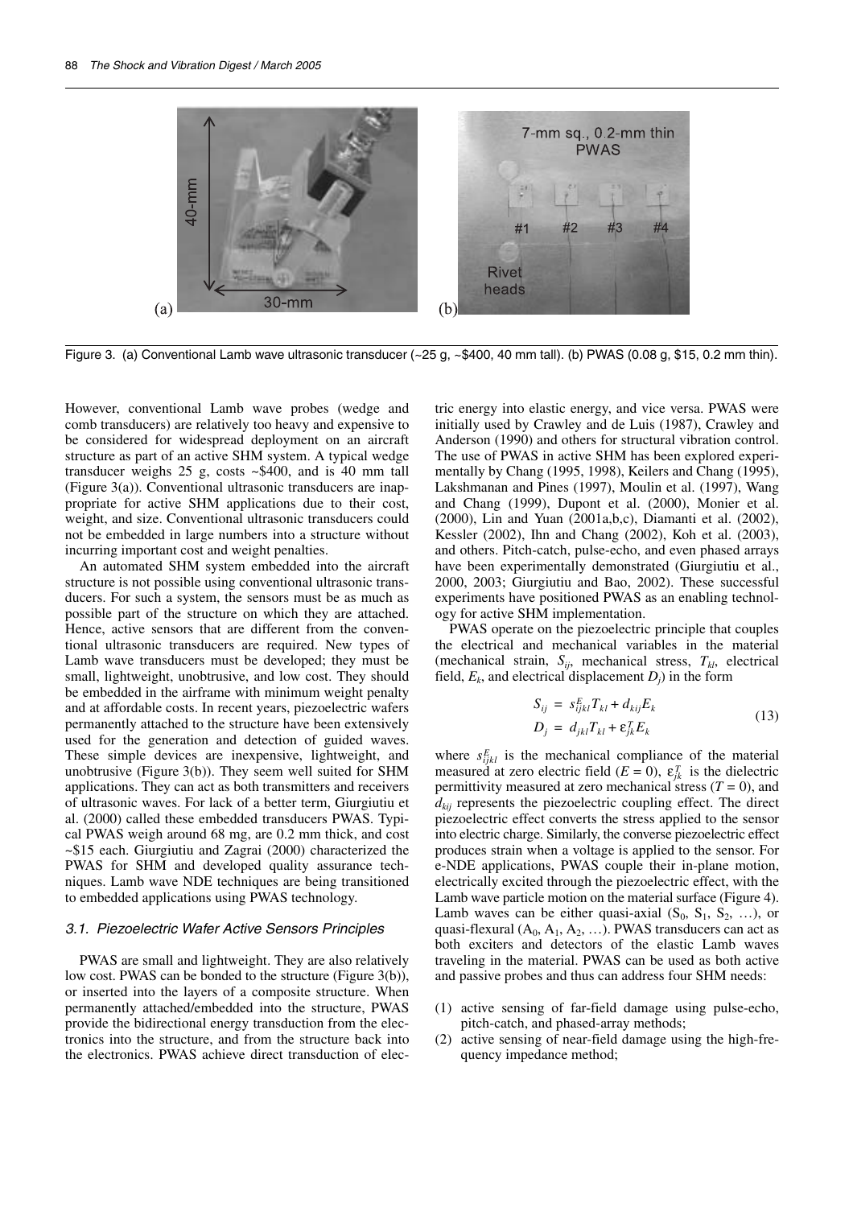Figure 3. (a) Conventional Lamb wave ultrasonic transducer (~25 g, ~$400, 40 mm tall). (b) PWAS (0.08 g, $15, 0.2 mm thin).

However, conventional Lamb wave probes (wedge and comb transducers) are relatively too heavy and expensive to be considered for widespread deployment on an aircraft structure as part of an active SHM system. A typical wedge transducer weighs 25 g, costs ~$400, and is 40 mm tall (Figure 3(a)). Conventional ultrasonic transducers are inappropriate for active SHM applications due to their cost, weight, and size. Conventional ultrasonic transducers could not be embedded in large numbers into a structure without incurring important cost and weight penalties.

An automated SHM system embedded into the aircraft structure is not possible using conventional ultrasonic transducers. For such a system, the sensors must be as much as possible part of the structure on which they are attached. Hence, active sensors that are different from the conventional ultrasonic transducers are required. New types of Lamb wave transducers must be developed; they must be small, lightweight, unobtrusive, and low cost. They should be embedded in the airframe with minimum weight penalty and at affordable costs. In recent years, piezoelectric wafers permanently attached to the structure have been extensively used for the generation and detection of guided waves. These simple devices are inexpensive, lightweight, and unobtrusive (Figure 3(b)). They seem well suited for SHM applications. They can act as both transmitters and receivers of ultrasonic waves. For lack of a better term, Giurgiutiu et al. (2000) called these embedded transducers PWAS. Typical PWAS weigh around 68 mg, are 0.2 mm thick, and cost ~$15 each. Giurgiutiu and Zagrai (2000) characterized the PWAS for SHM and developed quality assurance techniques. Lamb wave NDE techniques are being transitioned to embedded applications using PWAS technology.

### 3.1. Piezoelectric Wafer Active Sensors Principles

PWAS are small and lightweight. They are also relatively low cost. PWAS can be bonded to the structure (Figure 3(b)), or inserted into the layers of a composite structure. When permanently attached/embedded into the structure, PWAS provide the bidirectional energy transduction from the electronics into the structure, and from the structure back into the electronics. PWAS achieve direct transduction of electric energy into elastic energy, and vice versa. PWAS were initially used by Crawley and de Luis (1987), Crawley and Anderson (1990) and others for structural vibration control. The use of PWAS in active SHM has been explored experimentally by Chang (1995, 1998), Keilers and Chang (1995), Lakshmanan and Pines (1997), Moulin et al. (1997), Wang and Chang (1999), Dupont et al. (2000), Monier et al. (2000), Lin and Yuan (2001a,b,c), Diamanti et al. (2002), Kessler (2002), Ihn and Chang (2002), Koh et al. (2003), and others. Pitch-catch, pulse-echo, and even phased arrays have been experimentally demonstrated (Giurgiutiu et al., 2000, 2003; Giurgiutiu and Bao, 2002). These successful experiments have positioned PWAS as an enabling technology for active SHM implementation.

PWAS operate on the piezoelectric principle that couples the electrical and mechanical variables in the material (mechanical strain, $S_{ij}$, mechanical stress, $T_{kl}$, electrical field, $E_k$, and electrical displacement $D_j$) in the form

$$
\begin{aligned}
S_{ij} &= s^E_{ijkl} T_{kl} + d_{kij} E_k \\
D_j &= d_{jkl} T_{kl} + \varepsilon^T_{jk} E_k
\end{aligned}
\tag{13}
$$

where $s^E_{ijkl}$ is the mechanical compliance of the material measured at zero electric field ($E = 0$), $\varepsilon^T_{jk}$ is the dielectric permittivity measured at zero mechanical stress ($T = 0$), and $d_{kij}$ represents the piezoelectric coupling effect. The direct piezoelectric effect converts the stress applied to the sensor into electric charge. Similarly, the converse piezoelectric effect produces strain when a voltage is applied to the sensor. For e-NDE applications, PWAS couple their in-plane motion, electrically excited through the piezoelectric effect, with the Lamb wave particle motion on the material surface (Figure 4). Lamb waves can be either quasi-axial ($S_0$, $S_1$, $S_2$, …), or quasi-flexural ($A_0$, $A_1$, $A_2$, …). PWAS transducers can act as both exciters and detectors of the elastic Lamb waves traveling in the material. PWAS can be used as both active and passive probes and thus can address four SHM needs:

(1) active sensing of far-field damage using pulse-echo, pitch-catch, and phased-array methods;
(2) active sensing of near-field damage using the high-frequency impedance method;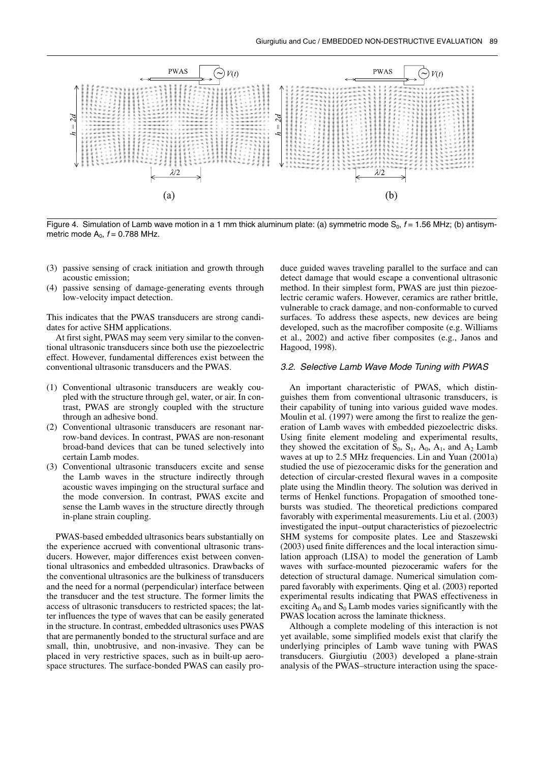Figure 4. Simulation of Lamb wave motion in a 1 mm thick aluminum plate: (a) symmetric mode $S_0$, $f = 1.56$ MHz; (b) antisymmetric mode $A_0$, $f = 0.788$ MHz.

(3) passive sensing of crack initiation and growth through acoustic emission;
(4) passive sensing of damage-generating events through low-velocity impact detection.

This indicates that the PWAS transducers are strong candidates for active SHM applications.

At first sight, PWAS may seem very similar to the conventional ultrasonic transducers since both use the piezoelectric effect. However, fundamental differences exist between the conventional ultrasonic transducers and the PWAS.

(1) Conventional ultrasonic transducers are weakly coupled with the structure through gel, water, or air. In contrast, PWAS are strongly coupled with the structure through an adhesive bond.
(2) Conventional ultrasonic transducers are resonant narrow-band devices. In contrast, PWAS are non-resonant broad-band devices that can be tuned selectively into certain Lamb modes.
(3) Conventional ultrasonic transducers excite and sense the Lamb waves in the structure indirectly through acoustic waves impinging on the structural surface and the mode conversion. In contrast, PWAS excite and sense the Lamb waves in the structure directly through in-plane strain coupling.

PWAS-based embedded ultrasonics bears substantially on the experience accrued with conventional ultrasonic transducers. However, major differences exist between conventional ultrasonics and embedded ultrasonics. Drawbacks of the conventional ultrasonics are the bulkiness of transducers and the need for a normal (perpendicular) interface between the transducer and the test structure. The former limits the access of ultrasonic transducers to restricted spaces; the latter influences the type of waves that can be easily generated in the structure. In contrast, embedded ultrasonics uses PWAS that are permanently bonded to the structural surface and are small, thin, unobtrusive, and non-invasive. They can be placed in very restrictive spaces, such as in built-up aerospace structures. The surface-bonded PWAS can easily produce guided waves traveling parallel to the surface and can detect damage that would escape a conventional ultrasonic method. In their simplest form, PWAS are just thin piezoelectric ceramic wafers. However, ceramics are rather brittle, vulnerable to crack damage, and non-conformable to curved surfaces. To address these aspects, new devices are being developed, such as the macrofiber composite (e.g. Williams et al., 2002) and active fiber composites (e.g., Janos and Hagood, 1998).

### 3.2. Selective Lamb Wave Mode Tuning with PWAS

An important characteristic of PWAS, which distinguishes them from conventional ultrasonic transducers, is their capability of tuning into various guided wave modes. Moulin et al. (1997) were among the first to realize the generation of Lamb waves with embedded piezoelectric disks. Using finite element modeling and experimental results, they showed the excitation of $S_0$, $S_1$, $A_0$, $A_1$, and $A_2$ Lamb waves at up to 2.5 MHz frequencies. Lin and Yuan (2001a) studied the use of piezoceramic disks for the generation and detection of circular-crested flexural waves in a composite plate using the Mindlin theory. The solution was derived in terms of Henkel functions. Propagation of smoothed tone-bursts was studied. The theoretical predictions compared favorably with experimental measurements. Liu et al. (2003) investigated the input–output characteristics of piezoelectric SHM systems for composite plates. Lee and Staszewski (2003) used finite differences and the local interaction simulation approach (LISA) to model the generation of Lamb waves with surface-mounted piezoceramic wafers for the detection of structural damage. Numerical simulation compared favorably with experiments. Qing et al. (2003) reported experimental results indicating that PWAS effectiveness in exciting $A_0$ and $S_0$ Lamb modes varies significantly with the PWAS location across the laminate thickness.

Although a complete modeling of this interaction is not yet available, some simplified models exist that clarify the underlying principles of Lamb wave tuning with PWAS transducers. Giurgiutiu (2003) developed a plane-strain analysis of the PWAS–structure interaction using the space-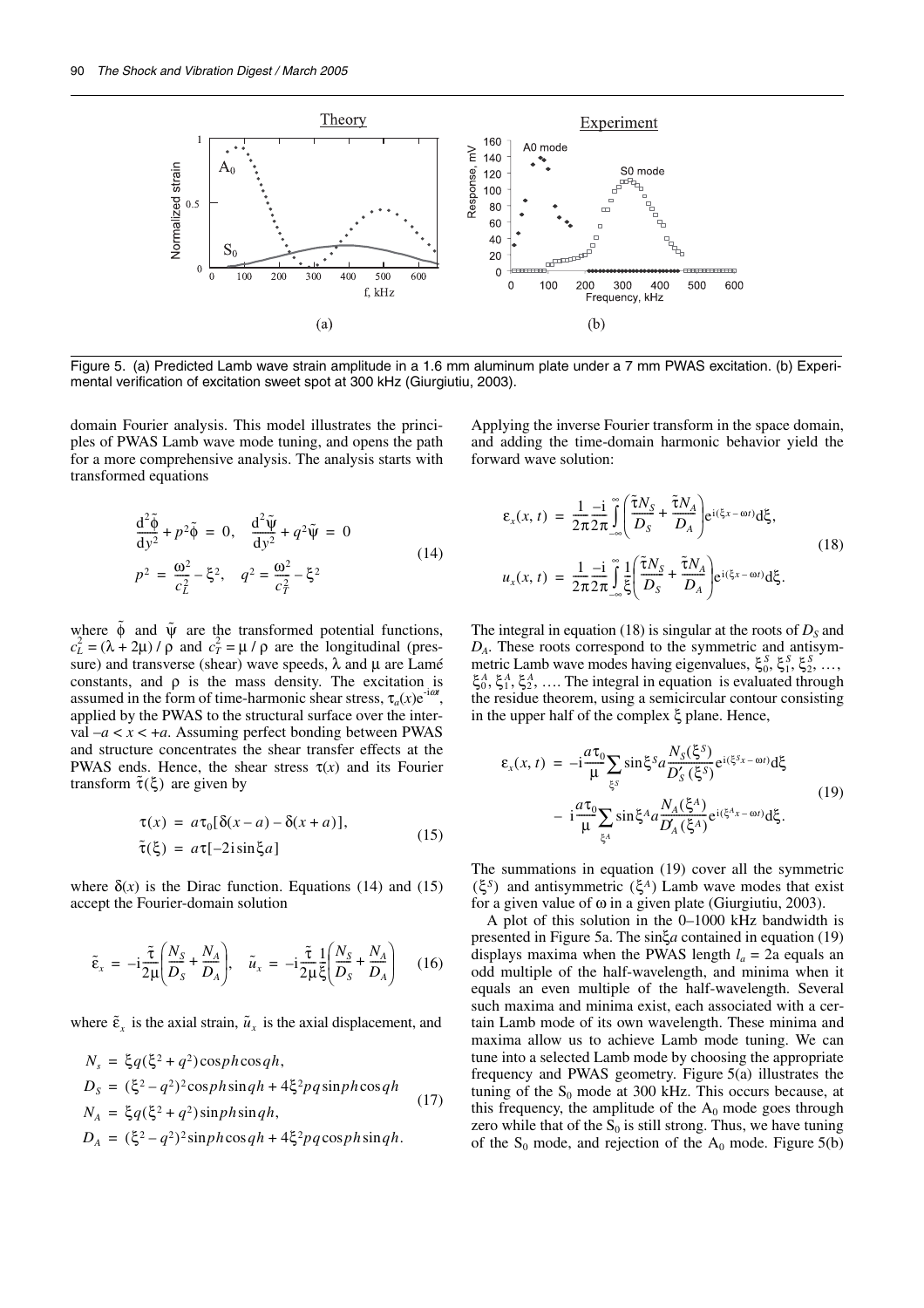Figure 5. (a) Predicted Lamb wave strain amplitude in a 1.6 mm aluminum plate under a 7 mm PWAS excitation. (b) Experimental verification of excitation sweet spot at 300 kHz (Giurgiutiu, 2003).

domain Fourier analysis. This model illustrates the principles of PWAS Lamb wave mode tuning, and opens the path for a more comprehensive analysis. The analysis starts with transformed equations

$$
\frac{d^2\tilde{\phi}}{dy^2} + p^2\tilde{\phi} = 0, \quad \frac{d^2\tilde{\psi}}{dy^2} + q^2\tilde{\psi} = 0
$$
$$
p^2 = \frac{\omega^2}{c_L^2} - \xi^2, \quad q^2 = \frac{\omega^2}{c_T^2} - \xi^2 \tag{14}
$$

where $\tilde{\phi}$ and $\tilde{\psi}$ are the transformed potential functions, $c_L^2 = (\lambda + 2\mu)/\rho$ and $c_T^2 = \mu/\rho$ are the longitudinal (pressure) and transverse (shear) wave speeds, $\lambda$ and $\mu$ are Lamé constants, and $\rho$ is the mass density. The excitation is assumed in the form of time-harmonic shear stress, $\tau_a(x)e^{-i\omega t}$, applied by the PWAS to the structural surface over the interval $-a < x < +a$. Assuming perfect bonding between PWAS and structure concentrates the shear transfer effects at the PWAS ends. Hence, the shear stress $\tau(x)$ and its Fourier transform $\tilde{\tau}(\xi)$ are given by

$$
\tau(x) = a\tau_0[\delta(x-a) - \delta(x+a)],
$$
$$
\tilde{\tau}(\xi) = a\tau[-2i\sin\xi a] \tag{15}
$$

where $\delta(x)$ is the Dirac function. Equations (14) and (15) accept the Fourier-domain solution

$$
\tilde{\varepsilon}_x = -i\frac{\tilde{\tau}}{2\mu}\left(\frac{N_S}{D_S} + \frac{N_A}{D_A}\right), \quad \tilde{u}_x = -i\frac{\tilde{\tau}}{2\mu}\frac{1}{\xi}\left(\frac{N_S}{D_S} + \frac{N_A}{D_A}\right) \tag{16}
$$

where $\tilde{\varepsilon}_x$ is the axial strain, $\tilde{u}_x$ is the axial displacement, and

$$
N_s = \xi q(\xi^2 + q^2)\cos ph \cos qh,
$$
$$
D_S = (\xi^2 - q^2)^2 \cos ph \sin qh + 4\xi^2 pq \sin ph \cos qh
$$
$$
N_A = \xi q(\xi^2 + q^2)\sin ph \sin qh, \tag{17}
$$
$$
D_A = (\xi^2 - q^2)^2 \sin ph \cos qh + 4\xi^2 pq \cos ph \sin qh.
$$

Applying the inverse Fourier transform in the space domain, and adding the time-domain harmonic behavior yield the forward wave solution:

$$
\varepsilon_x(x,t) = \frac{1}{2\pi}\frac{-i}{2\pi}\int_{-\infty}^{\infty}\left(\frac{\tilde{\tau}N_S}{D_S} + \frac{\tilde{\tau}N_A}{D_A}\right)e^{i(\xi x - \omega t)}d\xi,
$$
$$
u_x(x,t) = \frac{1}{2\pi}\frac{-i}{2\pi}\int_{-\infty}^{\infty}\frac{1}{\xi}\left(\frac{\tilde{\tau}N_S}{D_S} + \frac{\tilde{\tau}N_A}{D_A}\right)e^{i(\xi x - \omega t)}d\xi. \tag{18}
$$

The integral in equation (18) is singular at the roots of $D_S$ and $D_A$. These roots correspond to the symmetric and antisymmetric Lamb wave modes having eigenvalues, $\xi_0^S, \xi_1^S, \xi_2^S, \ldots,$ $\xi_0^A, \xi_1^A, \xi_2^A, \ldots$. The integral in equation is evaluated through the residue theorem, using a semicircular contour consisting in the upper half of the complex $\xi$ plane. Hence,

$$
\varepsilon_x(x,t) = -i\frac{a\tau_0}{\mu}\sum_{\xi^S}\sin\xi^S a\frac{N_S(\xi^S)}{D_S'(\xi^S)}e^{i(\xi^S x - \omega t)}d\xi
$$
$$
- i\frac{a\tau_0}{\mu}\sum_{\xi^A}\sin\xi^A a\frac{N_A(\xi^A)}{D_A'(\xi^A)}e^{i(\xi^A x - \omega t)}d\xi. \tag{19}
$$

The summations in equation (19) cover all the symmetric ($\xi^S$) and antisymmetric ($\xi^A$) Lamb wave modes that exist for a given value of $\omega$ in a given plate (Giurgiutiu, 2003).

A plot of this solution in the 0–1000 kHz bandwidth is presented in Figure 5a. The $\sin\xi a$ contained in equation (19) displays maxima when the PWAS length $l_a = 2a$ equals an odd multiple of the half-wavelength, and minima when it equals an even multiple of the half-wavelength. Several such maxima and minima exist, each associated with a certain Lamb mode of its own wavelength. These minima and maxima allow us to achieve Lamb mode tuning. We can tune into a selected Lamb mode by choosing the appropriate frequency and PWAS geometry. Figure 5(a) illustrates the tuning of the $S_0$ mode at 300 kHz. This occurs because, at this frequency, the amplitude of the $A_0$ mode goes through zero while that of the $S_0$ is still strong. Thus, we have tuning of the $S_0$ mode, and rejection of the $A_0$ mode. Figure 5(b)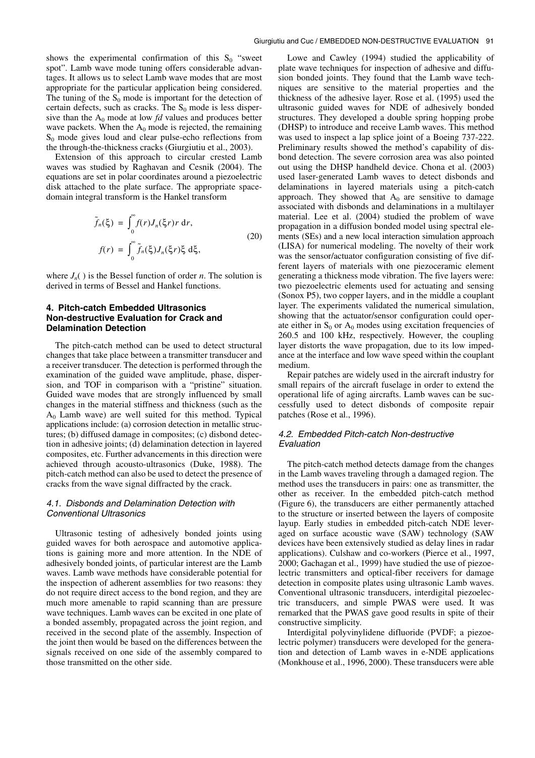shows the experimental confirmation of this $S_0$ "sweet spot". Lamb wave mode tuning offers considerable advantages. It allows us to select Lamb wave modes that are most appropriate for the particular application being considered. The tuning of the $S_0$ mode is important for the detection of certain defects, such as cracks. The $S_0$ mode is less dispersive than the $A_0$ mode at low $fd$ values and produces better wave packets. When the $A_0$ mode is rejected, the remaining $S_0$ mode gives loud and clear pulse-echo reflections from the through-the-thickness cracks (Giurgiutiu et al., 2003).

Extension of this approach to circular crested Lamb waves was studied by Raghavan and Cesnik (2004). The equations are set in polar coordinates around a piezoelectric disk attached to the plate surface. The appropriate space-domain integral transform is the Hankel transform

$$\tilde{f}_n(\xi) = \int_0^\infty f(r) J_n(\xi r) r \, \mathrm{d}r,$$
$$f(r) = \int_0^\infty \tilde{f}_n(\xi) J_n(\xi r) \xi \, \mathrm{d}\xi, \tag{20}$$

where $J_n(\,)$ is the Bessel function of order $n$. The solution is derived in terms of Bessel and Hankel functions.

## 4. Pitch-catch Embedded Ultrasonics Non-destructive Evaluation for Crack and Delamination Detection

The pitch-catch method can be used to detect structural changes that take place between a transmitter transducer and a receiver transducer. The detection is performed through the examination of the guided wave amplitude, phase, dispersion, and TOF in comparison with a "pristine" situation. Guided wave modes that are strongly influenced by small changes in the material stiffness and thickness (such as the $A_0$ Lamb wave) are well suited for this method. Typical applications include: (a) corrosion detection in metallic structures; (b) diffused damage in composites; (c) disbond detection in adhesive joints; (d) delamination detection in layered composites, etc. Further advancements in this direction were achieved through acousto-ultrasonics (Duke, 1988). The pitch-catch method can also be used to detect the presence of cracks from the wave signal diffracted by the crack.

### *4.1. Disbonds and Delamination Detection with Conventional Ultrasonics*

Ultrasonic testing of adhesively bonded joints using guided waves for both aerospace and automotive applications is gaining more and more attention. In the NDE of adhesively bonded joints, of particular interest are the Lamb waves. Lamb wave methods have considerable potential for the inspection of adherent assemblies for two reasons: they do not require direct access to the bond region, and they are much more amenable to rapid scanning than are pressure wave techniques. Lamb waves can be excited in one plate of a bonded assembly, propagated across the joint region, and received in the second plate of the assembly. Inspection of the joint then would be based on the differences between the signals received on one side of the assembly compared to those transmitted on the other side.

Lowe and Cawley (1994) studied the applicability of plate wave techniques for inspection of adhesive and diffusion bonded joints. They found that the Lamb wave techniques are sensitive to the material properties and the thickness of the adhesive layer. Rose et al. (1995) used the ultrasonic guided waves for NDE of adhesively bonded structures. They developed a double spring hopping probe (DHSP) to introduce and receive Lamb waves. This method was used to inspect a lap splice joint of a Boeing 737-222. Preliminary results showed the method's capability of disbond detection. The severe corrosion area was also pointed out using the DHSP handheld device. Chona et al. (2003) used laser-generated Lamb waves to detect disbonds and delaminations in layered materials using a pitch-catch approach. They showed that $A_0$ are sensitive to damage associated with disbonds and delaminations in a multilayer material. Lee et al. (2004) studied the problem of wave propagation in a diffusion bonded model using spectral elements (SEs) and a new local interaction simulation approach (LISA) for numerical modeling. The novelty of their work was the sensor/actuator configuration consisting of five different layers of materials with one piezoceramic element generating a thickness mode vibration. The five layers were: two piezoelectric elements used for actuating and sensing (Sonox P5), two copper layers, and in the middle a couplant layer. The experiments validated the numerical simulation, showing that the actuator/sensor configuration could operate either in $S_0$ or $A_0$ modes using excitation frequencies of 260.5 and 100 kHz, respectively. However, the coupling layer distorts the wave propagation, due to its low impedance at the interface and low wave speed within the couplant medium.

Repair patches are widely used in the aircraft industry for small repairs of the aircraft fuselage in order to extend the operational life of aging aircrafts. Lamb waves can be successfully used to detect disbonds of composite repair patches (Rose et al., 1996).

### *4.2. Embedded Pitch-catch Non-destructive Evaluation*

The pitch-catch method detects damage from the changes in the Lamb waves traveling through a damaged region. The method uses the transducers in pairs: one as transmitter, the other as receiver. In the embedded pitch-catch method (Figure 6), the transducers are either permanently attached to the structure or inserted between the layers of composite layup. Early studies in embedded pitch-catch NDE leveraged on surface acoustic wave (SAW) technology (SAW devices have been extensively studied as delay lines in radar applications). Culshaw and co-workers (Pierce et al., 1997, 2000; Gachagan et al., 1999) have studied the use of piezoelectric transmitters and optical-fiber receivers for damage detection in composite plates using ultrasonic Lamb waves. Conventional ultrasonic transducers, interdigital piezoelectric transducers, and simple PWAS were used. It was remarked that the PWAS gave good results in spite of their constructive simplicity.

Interdigital polyvinylidene difluoride (PVDF; a piezoelectric polymer) transducers were developed for the generation and detection of Lamb waves in e-NDE applications (Monkhouse et al., 1996, 2000). These transducers were able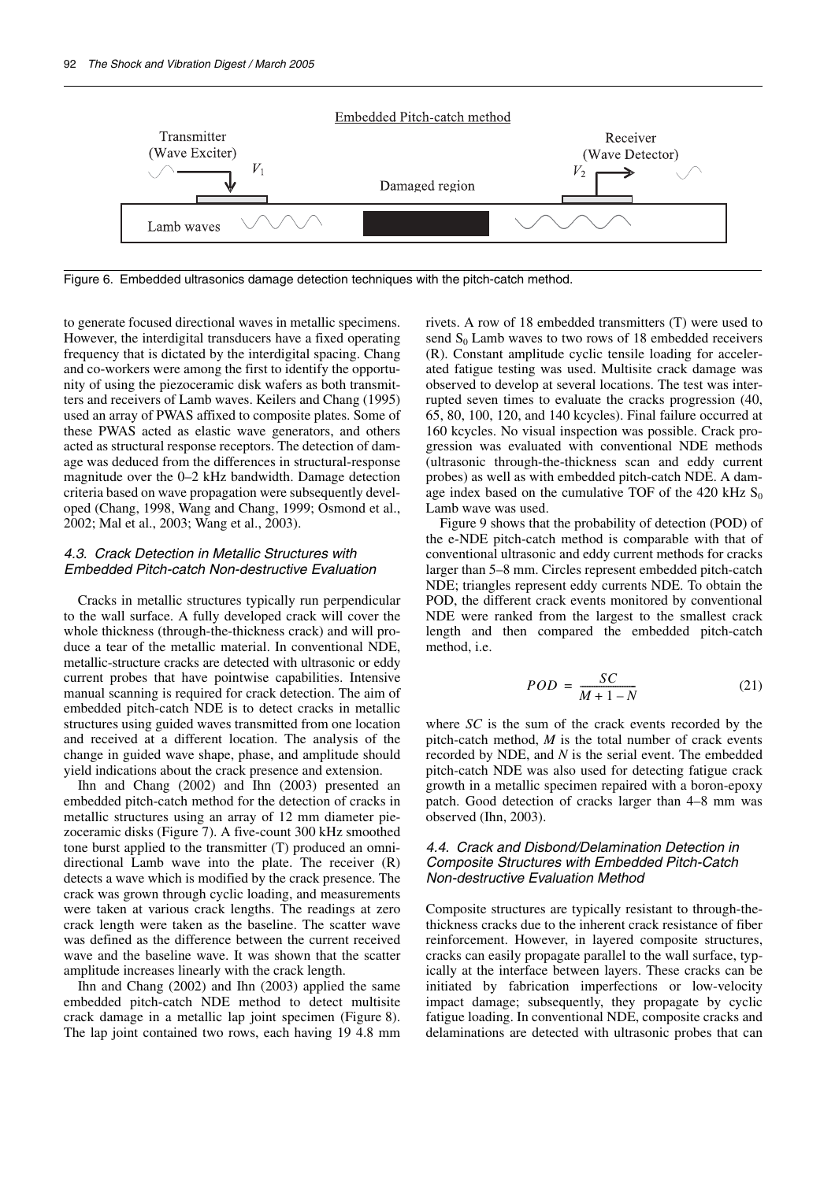Figure 6. Embedded ultrasonics damage detection techniques with the pitch-catch method.

to generate focused directional waves in metallic specimens. However, the interdigital transducers have a fixed operating frequency that is dictated by the interdigital spacing. Chang and co-workers were among the first to identify the opportunity of using the piezoceramic disk wafers as both transmitters and receivers of Lamb waves. Keilers and Chang (1995) used an array of PWAS affixed to composite plates. Some of these PWAS acted as elastic wave generators, and others acted as structural response receptors. The detection of damage was deduced from the differences in structural-response magnitude over the 0–2 kHz bandwidth. Damage detection criteria based on wave propagation were subsequently developed (Chang, 1998, Wang and Chang, 1999; Osmond et al., 2002; Mal et al., 2003; Wang et al., 2003).

### 4.3. Crack Detection in Metallic Structures with Embedded Pitch-catch Non-destructive Evaluation

Cracks in metallic structures typically run perpendicular to the wall surface. A fully developed crack will cover the whole thickness (through-the-thickness crack) and will produce a tear of the metallic material. In conventional NDE, metallic-structure cracks are detected with ultrasonic or eddy current probes that have pointwise capabilities. Intensive manual scanning is required for crack detection. The aim of embedded pitch-catch NDE is to detect cracks in metallic structures using guided waves transmitted from one location and received at a different location. The analysis of the change in guided wave shape, phase, and amplitude should yield indications about the crack presence and extension.

Ihn and Chang (2002) and Ihn (2003) presented an embedded pitch-catch method for the detection of cracks in metallic structures using an array of 12 mm diameter piezoceramic disks (Figure 7). A five-count 300 kHz smoothed tone burst applied to the transmitter (T) produced an omnidirectional Lamb wave into the plate. The receiver (R) detects a wave which is modified by the crack presence. The crack was grown through cyclic loading, and measurements were taken at various crack lengths. The readings at zero crack length were taken as the baseline. The scatter wave was defined as the difference between the current received wave and the baseline wave. It was shown that the scatter amplitude increases linearly with the crack length.

Ihn and Chang (2002) and Ihn (2003) applied the same embedded pitch-catch NDE method to detect multisite crack damage in a metallic lap joint specimen (Figure 8). The lap joint contained two rows, each having 19 4.8 mm rivets. A row of 18 embedded transmitters (T) were used to send $S_0$ Lamb waves to two rows of 18 embedded receivers (R). Constant amplitude cyclic tensile loading for accelerated fatigue testing was used. Multisite crack damage was observed to develop at several locations. The test was interrupted seven times to evaluate the cracks progression (40, 65, 80, 100, 120, and 140 kcycles). Final failure occurred at 160 kcycles. No visual inspection was possible. Crack progression was evaluated with conventional NDE methods (ultrasonic through-the-thickness scan and eddy current probes) as well as with embedded pitch-catch NDE. A damage index based on the cumulative TOF of the 420 kHz $S_0$ Lamb wave was used.

Figure 9 shows that the probability of detection (POD) of the e-NDE pitch-catch method is comparable with that of conventional ultrasonic and eddy current methods for cracks larger than 5–8 mm. Circles represent embedded pitch-catch NDE; triangles represent eddy currents NDE. To obtain the POD, the different crack events monitored by conventional NDE were ranked from the largest to the smallest crack length and then compared the embedded pitch-catch method, i.e.

$$POD = \frac{SC}{M + 1 - N} \tag{21}$$

where *SC* is the sum of the crack events recorded by the pitch-catch method, *M* is the total number of crack events recorded by NDE, and *N* is the serial event. The embedded pitch-catch NDE was also used for detecting fatigue crack growth in a metallic specimen repaired with a boron-epoxy patch. Good detection of cracks larger than 4–8 mm was observed (Ihn, 2003).

### 4.4. Crack and Disbond/Delamination Detection in Composite Structures with Embedded Pitch-Catch Non-destructive Evaluation Method

Composite structures are typically resistant to through-the-thickness cracks due to the inherent crack resistance of fiber reinforcement. However, in layered composite structures, cracks can easily propagate parallel to the wall surface, typically at the interface between layers. These cracks can be initiated by fabrication imperfections or low-velocity impact damage; subsequently, they propagate by cyclic fatigue loading. In conventional NDE, composite cracks and delaminations are detected with ultrasonic probes that can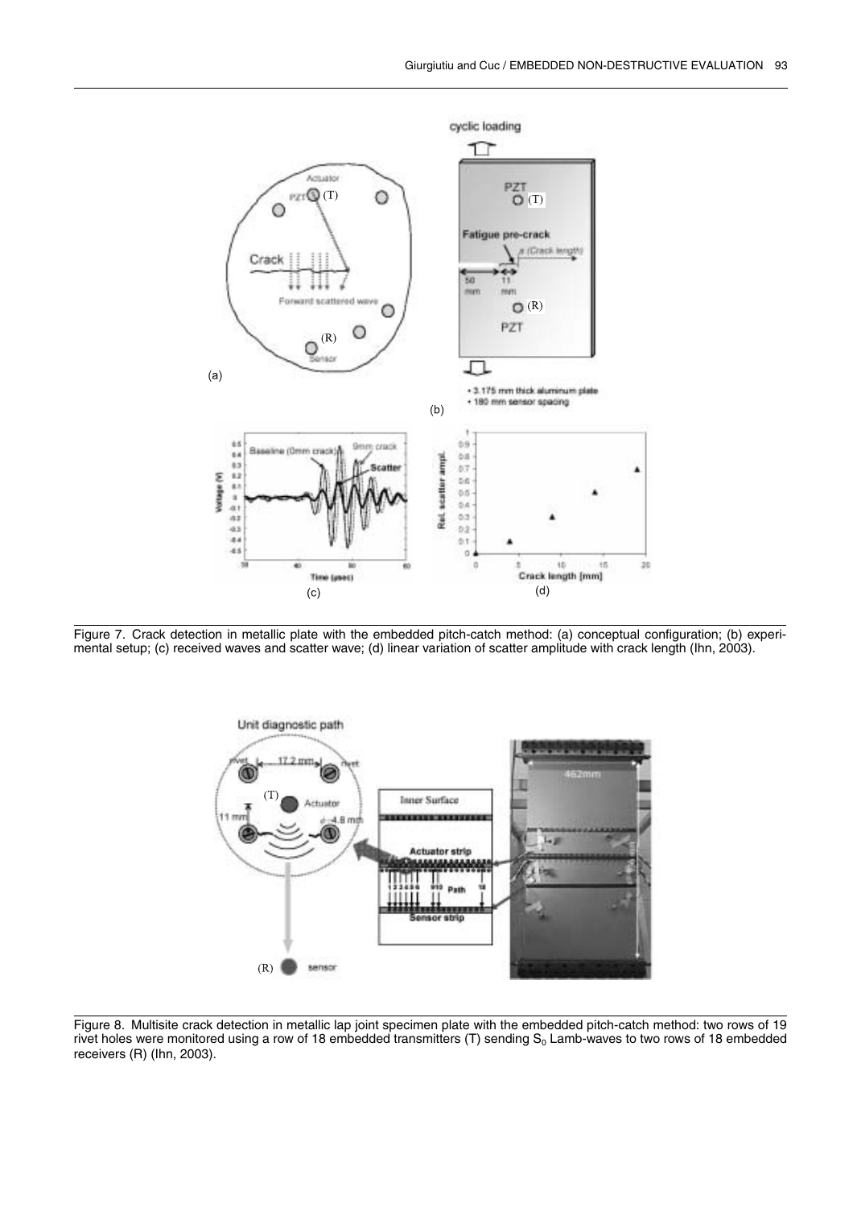Figure 7. Crack detection in metallic plate with the embedded pitch-catch method: (a) conceptual configuration; (b) experimental setup; (c) received waves and scatter wave; (d) linear variation of scatter amplitude with crack length (Ihn, 2003).

Figure 8. Multisite crack detection in metallic lap joint specimen plate with the embedded pitch-catch method: two rows of 19 rivet holes were monitored using a row of 18 embedded transmitters (T) sending $S_0$ Lamb-waves to two rows of 18 embedded receivers (R) (Ihn, 2003).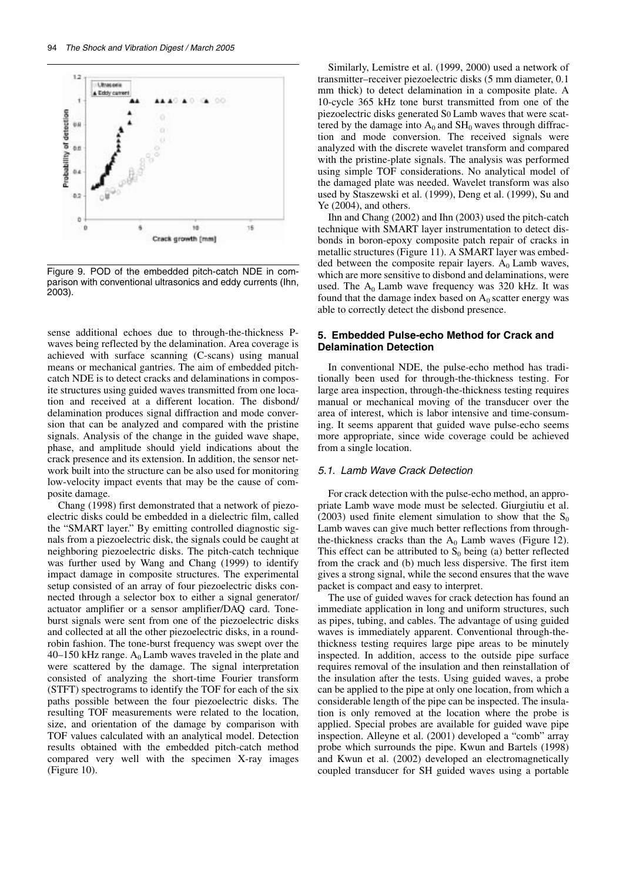Figure 9. POD of the embedded pitch-catch NDE in comparison with conventional ultrasonics and eddy currents (Ihn, 2003).

sense additional echoes due to through-the-thickness P-waves being reflected by the delamination. Area coverage is achieved with surface scanning (C-scans) using manual means or mechanical gantries. The aim of embedded pitch-catch NDE is to detect cracks and delaminations in composite structures using guided waves transmitted from one location and received at a different location. The disbond/delamination produces signal diffraction and mode conversion that can be analyzed and compared with the pristine signals. Analysis of the change in the guided wave shape, phase, and amplitude should yield indications about the crack presence and its extension. In addition, the sensor network built into the structure can be also used for monitoring low-velocity impact events that may be the cause of composite damage.

Chang (1998) first demonstrated that a network of piezoelectric disks could be embedded in a dielectric film, called the "SMART layer." By emitting controlled diagnostic signals from a piezoelectric disk, the signals could be caught at neighboring piezoelectric disks. The pitch-catch technique was further used by Wang and Chang (1999) to identify impact damage in composite structures. The experimental setup consisted of an array of four piezoelectric disks connected through a selector box to either a signal generator/actuator amplifier or a sensor amplifier/DAQ card. Tone-burst signals were sent from one of the piezoelectric disks and collected at all the other piezoelectric disks, in a round-robin fashion. The tone-burst frequency was swept over the 40–150 kHz range. $A_0$ Lamb waves traveled in the plate and were scattered by the damage. The signal interpretation consisted of analyzing the short-time Fourier transform (STFT) spectrograms to identify the TOF for each of the six paths possible between the four piezoelectric disks. The resulting TOF measurements were related to the location, size, and orientation of the damage by comparison with TOF values calculated with an analytical model. Detection results obtained with the embedded pitch-catch method compared very well with the specimen X-ray images (Figure 10).

Similarly, Lemistre et al. (1999, 2000) used a network of transmitter–receiver piezoelectric disks (5 mm diameter, 0.1 mm thick) to detect delamination in a composite plate. A 10-cycle 365 kHz tone burst transmitted from one of the piezoelectric disks generated $S_0$ Lamb waves that were scattered by the damage into $A_0$ and $SH_0$ waves through diffraction and mode conversion. The received signals were analyzed with the discrete wavelet transform and compared with the pristine-plate signals. The analysis was performed using simple TOF considerations. No analytical model of the damaged plate was needed. Wavelet transform was also used by Staszewski et al. (1999), Deng et al. (1999), Su and Ye (2004), and others.

Ihn and Chang (2002) and Ihn (2003) used the pitch-catch technique with SMART layer instrumentation to detect disbonds in boron-epoxy composite patch repair of cracks in metallic structures (Figure 11). A SMART layer was embedded between the composite repair layers. $A_0$ Lamb waves, which are more sensitive to disbond and delaminations, were used. The $A_0$ Lamb wave frequency was 320 kHz. It was found that the damage index based on $A_0$ scatter energy was able to correctly detect the disbond presence.

## 5. Embedded Pulse-echo Method for Crack and Delamination Detection

In conventional NDE, the pulse-echo method has traditionally been used for through-the-thickness testing. For large area inspection, through-the-thickness testing requires manual or mechanical moving of the transducer over the area of interest, which is labor intensive and time-consuming. It seems apparent that guided wave pulse-echo seems more appropriate, since wide coverage could be achieved from a single location.

### *5.1. Lamb Wave Crack Detection*

For crack detection with the pulse-echo method, an appropriate Lamb wave mode must be selected. Giurgiutiu et al. (2003) used finite element simulation to show that the $S_0$ Lamb waves can give much better reflections from through-the-thickness cracks than the $A_0$ Lamb waves (Figure 12). This effect can be attributed to $S_0$ being (a) better reflected from the crack and (b) much less dispersive. The first item gives a strong signal, while the second ensures that the wave packet is compact and easy to interpret.

The use of guided waves for crack detection has found an immediate application in long and uniform structures, such as pipes, tubing, and cables. The advantage of using guided waves is immediately apparent. Conventional through-the-thickness testing requires large pipe areas to be minutely inspected. In addition, access to the outside pipe surface requires removal of the insulation and then reinstallation of the insulation after the tests. Using guided waves, a probe can be applied to the pipe at only one location, from which a considerable length of the pipe can be inspected. The insulation is only removed at the location where the probe is applied. Special probes are available for guided wave pipe inspection. Alleyne et al. (2001) developed a "comb" array probe which surrounds the pipe. Kwun and Bartels (1998) and Kwun et al. (2002) developed an electromagnetically coupled transducer for SH guided waves using a portable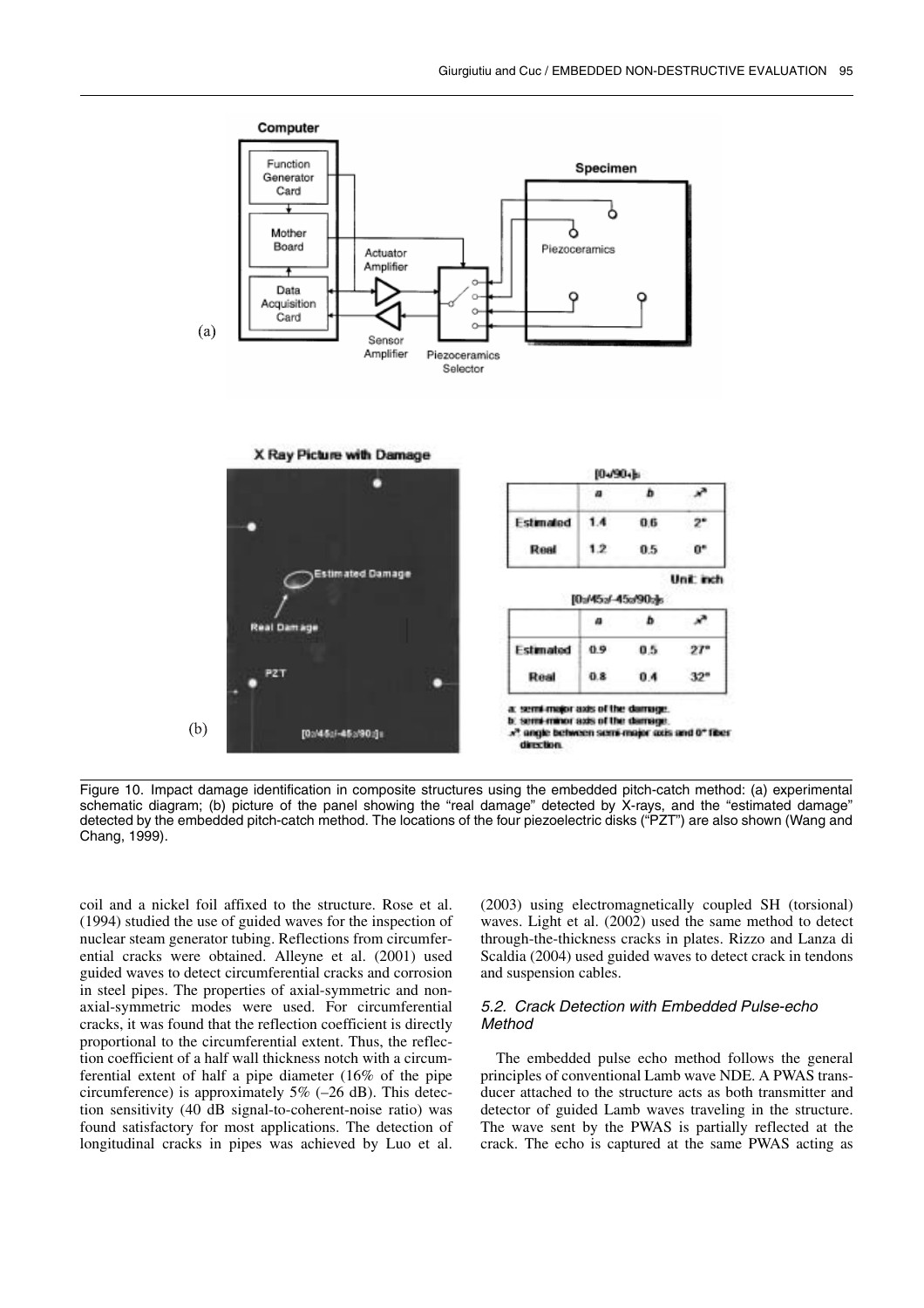Figure 10. Impact damage identification in composite structures using the embedded pitch-catch method: (a) experimental schematic diagram; (b) picture of the panel showing the "real damage" detected by X-rays, and the "estimated damage" detected by the embedded pitch-catch method. The locations of the four piezoelectric disks ("PZT") are also shown (Wang and Chang, 1999).

coil and a nickel foil affixed to the structure. Rose et al. (1994) studied the use of guided waves for the inspection of nuclear steam generator tubing. Reflections from circumferential cracks were obtained. Alleyne et al. (2001) used guided waves to detect circumferential cracks and corrosion in steel pipes. The properties of axial-symmetric and non-axial-symmetric modes were used. For circumferential cracks, it was found that the reflection coefficient is directly proportional to the circumferential extent. Thus, the reflection coefficient of a half wall thickness notch with a circumferential extent of half a pipe diameter (16% of the pipe circumference) is approximately 5% (–26 dB). This detection sensitivity (40 dB signal-to-coherent-noise ratio) was found satisfactory for most applications. The detection of longitudinal cracks in pipes was achieved by Luo et al. (2003) using electromagnetically coupled SH (torsional) waves. Light et al. (2002) used the same method to detect through-the-thickness cracks in plates. Rizzo and Lanza di Scaldia (2004) used guided waves to detect crack in tendons and suspension cables.

### *5.2. Crack Detection with Embedded Pulse-echo Method*

The embedded pulse echo method follows the general principles of conventional Lamb wave NDE. A PWAS transducer attached to the structure acts as both transmitter and detector of guided Lamb waves traveling in the structure. The wave sent by the PWAS is partially reflected at the crack. The echo is captured at the same PWAS acting as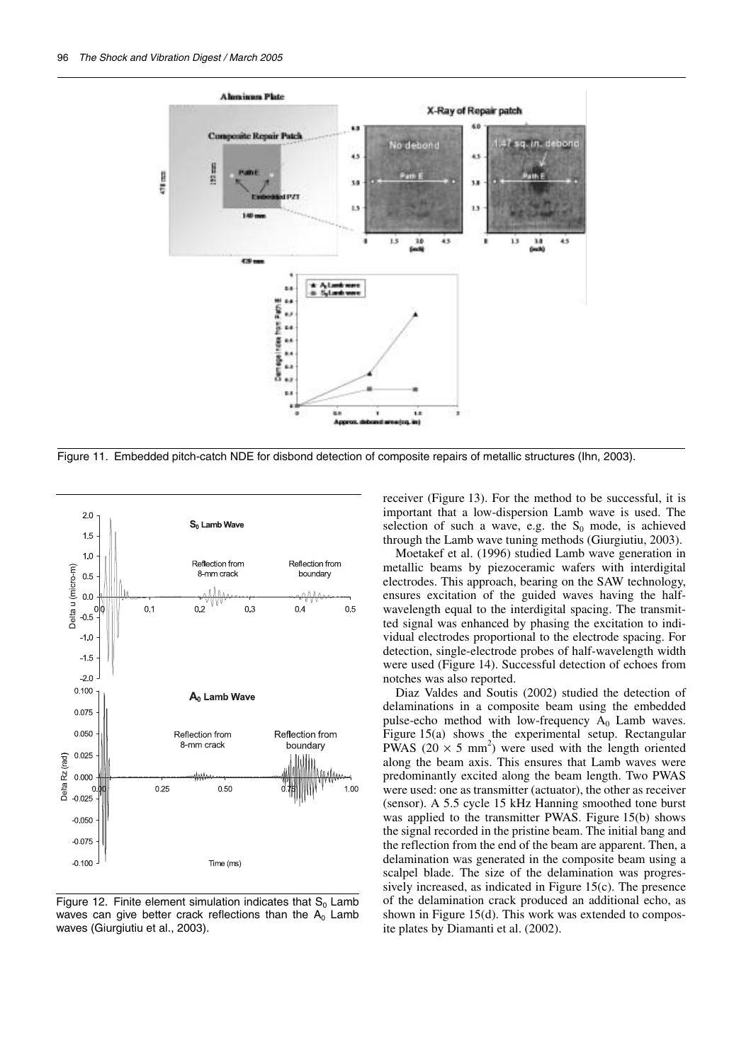Figure 11. Embedded pitch-catch NDE for disbond detection of composite repairs of metallic structures (Ihn, 2003).

Figure 12. Finite element simulation indicates that $S_0$ Lamb waves can give better crack reflections than the $A_0$ Lamb waves (Giurgiutiu et al., 2003).

receiver (Figure 13). For the method to be successful, it is important that a low-dispersion Lamb wave is used. The selection of such a wave, e.g. the $S_0$ mode, is achieved through the Lamb wave tuning methods (Giurgiutiu, 2003).

Moetakef et al. (1996) studied Lamb wave generation in metallic beams by piezoceramic wafers with interdigital electrodes. This approach, bearing on the SAW technology, ensures excitation of the guided waves having the half-wavelength equal to the interdigital spacing. The transmitted signal was enhanced by phasing the excitation to individual electrodes proportional to the electrode spacing. For detection, single-electrode probes of half-wavelength width were used (Figure 14). Successful detection of echoes from notches was also reported.

Diaz Valdes and Soutis (2002) studied the detection of delaminations in a composite beam using the embedded pulse-echo method with low-frequency $A_0$ Lamb waves. Figure 15(a) shows the experimental setup. Rectangular PWAS ($20 \times 5$ mm$^2$) were used with the length oriented along the beam axis. This ensures that Lamb waves were predominantly excited along the beam length. Two PWAS were used: one as transmitter (actuator), the other as receiver (sensor). A 5.5 cycle 15 kHz Hanning smoothed tone burst was applied to the transmitter PWAS. Figure 15(b) shows the signal recorded in the pristine beam. The initial bang and the reflection from the end of the beam are apparent. Then, a delamination was generated in the composite beam using a scalpel blade. The size of the delamination was progressively increased, as indicated in Figure 15(c). The presence of the delamination crack produced an additional echo, as shown in Figure 15(d). This work was extended to composite plates by Diamanti et al. (2002).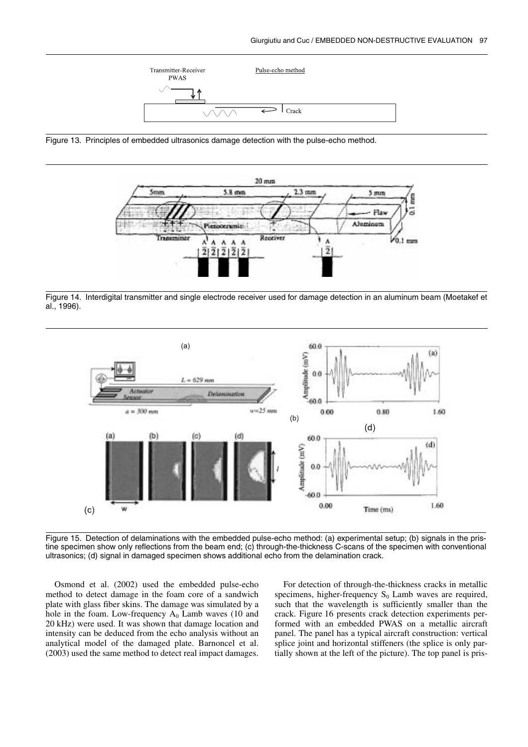Figure 13. Principles of embedded ultrasonics damage detection with the pulse-echo method.

Figure 14. Interdigital transmitter and single electrode receiver used for damage detection in an aluminum beam (Moetakef et al., 1996).

Figure 15. Detection of delaminations with the embedded pulse-echo method: (a) experimental setup; (b) signals in the pristine specimen show only reflections from the beam end; (c) through-the-thickness C-scans of the specimen with conventional ultrasonics; (d) signal in damaged specimen shows additional echo from the delamination crack.

Osmond et al. (2002) used the embedded pulse-echo method to detect damage in the foam core of a sandwich plate with glass fiber skins. The damage was simulated by a hole in the foam. Low-frequency $A_0$ Lamb waves (10 and 20 kHz) were used. It was shown that damage location and intensity can be deduced from the echo analysis without an analytical model of the damaged plate. Barnoncel et al. (2003) used the same method to detect real impact damages.

For detection of through-the-thickness cracks in metallic specimens, higher-frequency $S_0$ Lamb waves are required, such that the wavelength is sufficiently smaller than the crack. Figure 16 presents crack detection experiments performed with an embedded PWAS on a metallic aircraft panel. The panel has a typical aircraft construction: vertical splice joint and horizontal stiffeners (the splice is only partially shown at the left of the picture). The top panel is pris-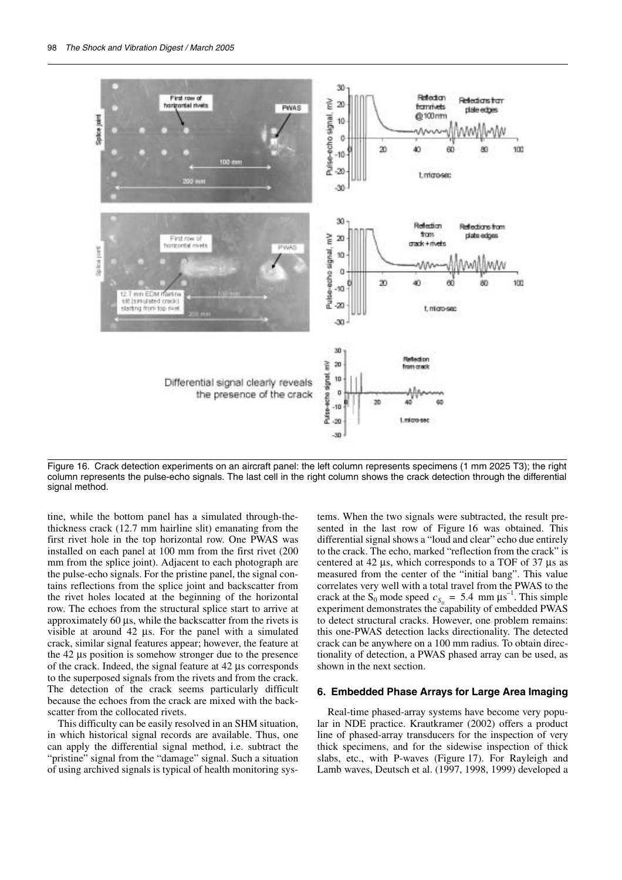Figure 16. Crack detection experiments on an aircraft panel: the left column represents specimens (1 mm 2025 T3); the right column represents the pulse-echo signals. The last cell in the right column shows the crack detection through the differential signal method.

tine, while the bottom panel has a simulated through-the-thickness crack (12.7 mm hairline slit) emanating from the first rivet hole in the top horizontal row. One PWAS was installed on each panel at 100 mm from the first rivet (200 mm from the splice joint). Adjacent to each photograph are the pulse-echo signals. For the pristine panel, the signal contains reflections from the splice joint and backscatter from the rivet holes located at the beginning of the horizontal row. The echoes from the structural splice start to arrive at approximately 60 μs, while the backscatter from the rivets is visible at around 42 μs. For the panel with a simulated crack, similar signal features appear; however, the feature at the 42 μs position is somehow stronger due to the presence of the crack. Indeed, the signal feature at 42 μs corresponds to the superposed signals from the rivets and from the crack. The detection of the crack seems particularly difficult because the echoes from the crack are mixed with the backscatter from the collocated rivets.

This difficulty can be easily resolved in an SHM situation, in which historical signal records are available. Thus, one can apply the differential signal method, i.e. subtract the "pristine" signal from the "damage" signal. Such a situation of using archived signals is typical of health monitoring systems. When the two signals were subtracted, the result presented in the last row of Figure 16 was obtained. This differential signal shows a "loud and clear" echo due entirely to the crack. The echo, marked "reflection from the crack" is centered at 42 μs, which corresponds to a TOF of 37 μs as measured from the center of the "initial bang". This value correlates very well with a total travel from the PWAS to the crack at the $S_0$ mode speed $c_{S_0} = 5.4$ mm $\mu s^{-1}$. This simple experiment demonstrates the capability of embedded PWAS to detect structural cracks. However, one problem remains: this one-PWAS detection lacks directionality. The detected crack can be anywhere on a 100 mm radius. To obtain directionality of detection, a PWAS phased array can be used, as shown in the next section.

## 6. Embedded Phase Arrays for Large Area Imaging

Real-time phased-array systems have become very popular in NDE practice. Krautkramer (2002) offers a product line of phased-array transducers for the inspection of very thick specimens, and for the sidewise inspection of thick slabs, etc., with P-waves (Figure 17). For Rayleigh and Lamb waves, Deutsch et al. (1997, 1998, 1999) developed a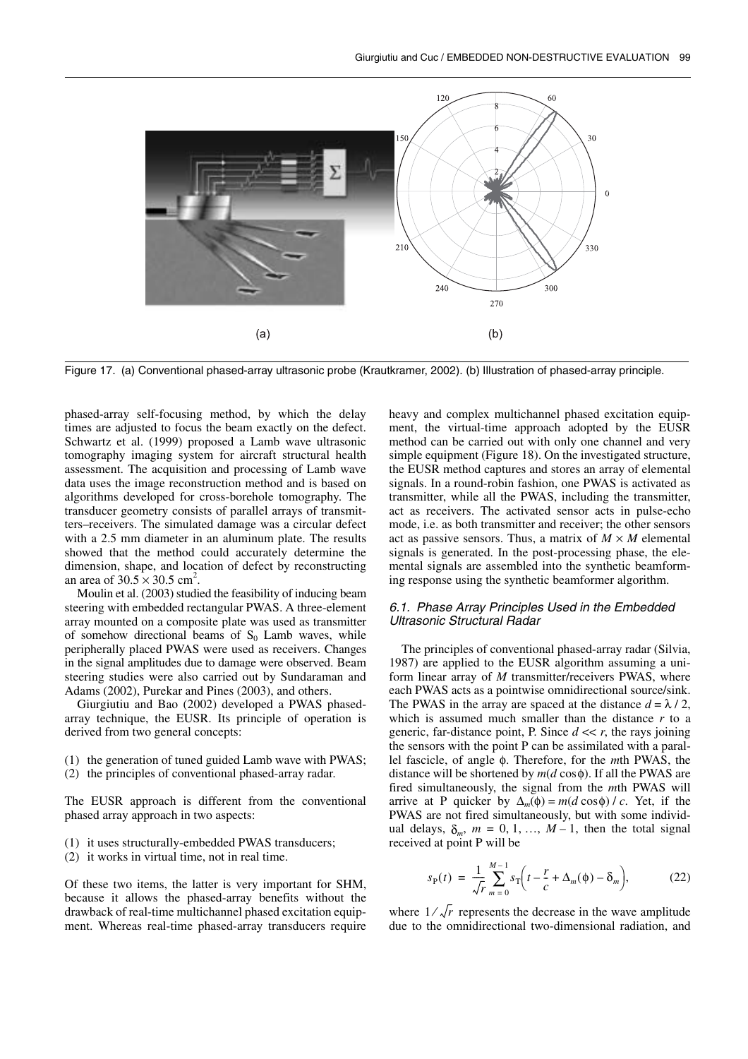Figure 17. (a) Conventional phased-array ultrasonic probe (Krautkramer, 2002). (b) Illustration of phased-array principle.

phased-array self-focusing method, by which the delay times are adjusted to focus the beam exactly on the defect. Schwartz et al. (1999) proposed a Lamb wave ultrasonic tomography imaging system for aircraft structural health assessment. The acquisition and processing of Lamb wave data uses the image reconstruction method and is based on algorithms developed for cross-borehole tomography. The transducer geometry consists of parallel arrays of transmitters–receivers. The simulated damage was a circular defect with a 2.5 mm diameter in an aluminum plate. The results showed that the method could accurately determine the dimension, shape, and location of defect by reconstructing an area of $30.5 \times 30.5$ cm$^2$.

Moulin et al. (2003) studied the feasibility of inducing beam steering with embedded rectangular PWAS. A three-element array mounted on a composite plate was used as transmitter of somehow directional beams of $S_0$ Lamb waves, while peripherally placed PWAS were used as receivers. Changes in the signal amplitudes due to damage were observed. Beam steering studies were also carried out by Sundaraman and Adams (2002), Purekar and Pines (2003), and others.

Giurgiutiu and Bao (2002) developed a PWAS phased-array technique, the EUSR. Its principle of operation is derived from two general concepts:

(1) the generation of tuned guided Lamb wave with PWAS;
(2) the principles of conventional phased-array radar.

The EUSR approach is different from the conventional phased array approach in two aspects:

(1) it uses structurally-embedded PWAS transducers;
(2) it works in virtual time, not in real time.

Of these two items, the latter is very important for SHM, because it allows the phased-array benefits without the drawback of real-time multichannel phased excitation equipment. Whereas real-time phased-array transducers require heavy and complex multichannel phased excitation equipment, the virtual-time approach adopted by the EUSR method can be carried out with only one channel and very simple equipment (Figure 18). On the investigated structure, the EUSR method captures and stores an array of elemental signals. In a round-robin fashion, one PWAS is activated as transmitter, while all the PWAS, including the transmitter, act as receivers. The activated sensor acts in pulse-echo mode, i.e. as both transmitter and receiver; the other sensors act as passive sensors. Thus, a matrix of $M \times M$ elemental signals is generated. In the post-processing phase, the elemental signals are assembled into the synthetic beamforming response using the synthetic beamformer algorithm.

### *6.1. Phase Array Principles Used in the Embedded Ultrasonic Structural Radar*

The principles of conventional phased-array radar (Silvia, 1987) are applied to the EUSR algorithm assuming a uniform linear array of $M$ transmitter/receivers PWAS, where each PWAS acts as a pointwise omnidirectional source/sink. The PWAS in the array are spaced at the distance $d = \lambda / 2$, which is assumed much smaller than the distance $r$ to a generic, far-distance point, P. Since $d << r$, the rays joining the sensors with the point P can be assimilated with a parallel fascicle, of angle $\phi$. Therefore, for the $m$th PWAS, the distance will be shortened by $m(d \cos\phi)$. If all the PWAS are fired simultaneously, the signal from the $m$th PWAS will arrive at P quicker by $\Delta_m(\phi) = m(d \cos\phi) / c$. Yet, if the PWAS are not fired simultaneously, but with some individual delays, $\delta_m$, $m = 0, 1, \ldots, M - 1$, then the total signal received at point P will be

$$s_P(t) = \frac{1}{\sqrt{r}} \sum_{m=0}^{M-1} s_T\left(t - \frac{r}{c} + \Delta_m(\phi) - \delta_m\right), \tag{22}$$

where $1/\sqrt{r}$ represents the decrease in the wave amplitude due to the omnidirectional two-dimensional radiation, and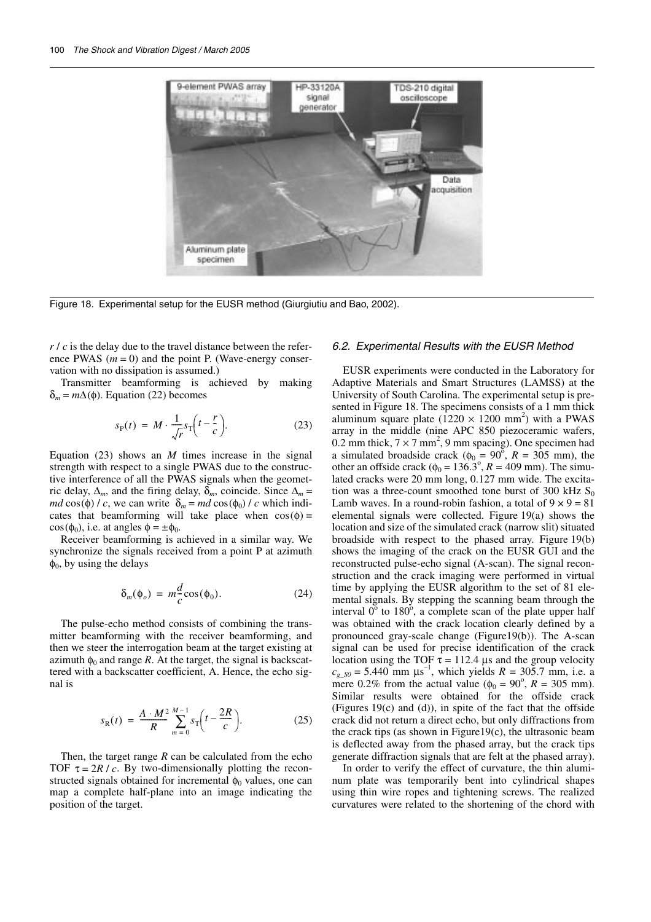Figure 18. Experimental setup for the EUSR method (Giurgiutiu and Bao, 2002).

$r / c$ is the delay due to the travel distance between the reference PWAS ($m = 0$) and the point P. (Wave-energy conservation with no dissipation is assumed.)

Transmitter beamforming is achieved by making $\delta_m = m\Delta(\phi)$. Equation (22) becomes

$$s_P(t) = M \cdot \frac{1}{\sqrt{r}} s_T\left(t - \frac{r}{c}\right). \tag{23}$$

Equation (23) shows an $M$ times increase in the signal strength with respect to a single PWAS due to the constructive interference of all the PWAS signals when the geometric delay, $\Delta_m$, and the firing delay, $\delta_m$, coincide. Since $\Delta_m = md\cos(\phi) / c$, we can write $\delta_m = md\cos(\phi_0) / c$ which indicates that beamforming will take place when $\cos(\phi) = \cos(\phi_0)$, i.e. at angles $\phi = \pm\phi_0$.

Receiver beamforming is achieved in a similar way. We synchronize the signals received from a point P at azimuth $\phi_0$, by using the delays

$$\delta_m(\phi_o) = m\frac{d}{c}\cos(\phi_0). \tag{24}$$

The pulse-echo method consists of combining the transmitter beamforming with the receiver beamforming, and then we steer the interrogation beam at the target existing at azimuth $\phi_0$ and range $R$. At the target, the signal is backscattered with a backscatter coefficient, A. Hence, the echo signal is

$$s_R(t) = \frac{A \cdot M^2}{R} \sum_{m=0}^{M-1} s_T\left(t - \frac{2R}{c}\right). \tag{25}$$

Then, the target range $R$ can be calculated from the echo TOF $\tau = 2R / c$. By two-dimensionally plotting the reconstructed signals obtained for incremental $\phi_0$ values, one can map a complete half-plane into an image indicating the position of the target.

### 6.2. Experimental Results with the EUSR Method

EUSR experiments were conducted in the Laboratory for Adaptive Materials and Smart Structures (LAMSS) at the University of South Carolina. The experimental setup is presented in Figure 18. The specimens consists of a 1 mm thick aluminum square plate ($1220 \times 1200$ mm$^2$) with a PWAS array in the middle (nine APC 850 piezoceramic wafers, 0.2 mm thick, $7 \times 7$ mm$^2$, 9 mm spacing). One specimen had a simulated broadside crack ($\phi_0 = 90^\circ$, $R = 305$ mm), the other an offside crack ($\phi_0 = 136.3^\circ$, $R = 409$ mm). The simulated cracks were 20 mm long, 0.127 mm wide. The excitation was a three-count smoothed tone burst of 300 kHz $S_0$ Lamb waves. In a round-robin fashion, a total of $9 \times 9 = 81$ elemental signals were collected. Figure 19(a) shows the location and size of the simulated crack (narrow slit) situated broadside with respect to the phased array. Figure 19(b) shows the imaging of the crack on the EUSR GUI and the reconstructed pulse-echo signal (A-scan). The signal reconstruction and the crack imaging were performed in virtual time by applying the EUSR algorithm to the set of 81 elemental signals. By stepping the scanning beam through the interval $0^\circ$ to $180^\circ$, a complete scan of the plate upper half was obtained with the crack location clearly defined by a pronounced gray-scale change (Figure19(b)). The A-scan signal can be used for precise identification of the crack location using the TOF $\tau = 112.4$ μs and the group velocity $c_{g\_S0} = 5.440$ mm μs$^{-1}$, which yields $R = 305.7$ mm, i.e. a mere 0.2% from the actual value ($\phi_0 = 90^\circ$, $R = 305$ mm). Similar results were obtained for the offside crack (Figures 19(c) and (d)), in spite of the fact that the offside crack did not return a direct echo, but only diffractions from the crack tips (as shown in Figure19(c), the ultrasonic beam is deflected away from the phased array, but the crack tips generate diffraction signals that are felt at the phased array).

In order to verify the effect of curvature, the thin aluminum plate was temporarily bent into cylindrical shapes using thin wire ropes and tightening screws. The realized curvatures were related to the shortening of the chord with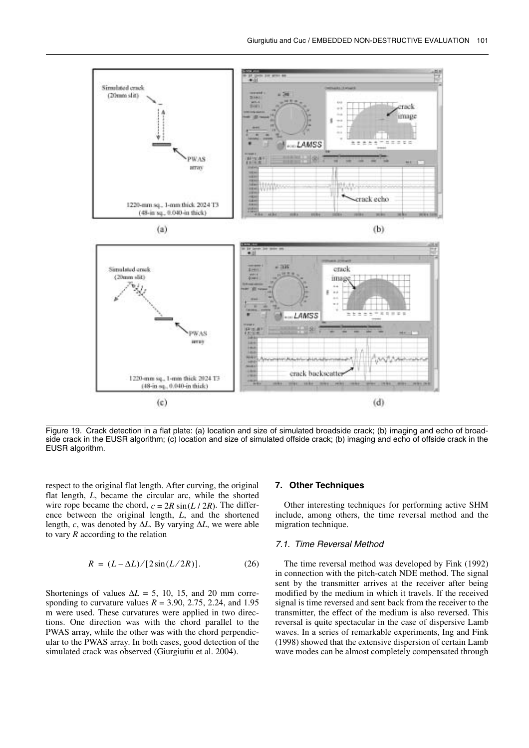Figure 19. Crack detection in a flat plate: (a) location and size of simulated broadside crack; (b) imaging and echo of broadside crack in the EUSR algorithm; (c) location and size of simulated offside crack; (b) imaging and echo of offside crack in the EUSR algorithm.

respect to the original flat length. After curving, the original flat length, $L$, became the circular arc, while the shorted wire rope became the chord, $c = 2R\sin(L/2R)$. The difference between the original length, $L$, and the shortened length, $c$, was denoted by $\Delta L$. By varying $\Delta L$, we were able to vary $R$ according to the relation

$$R = (L - \Delta L)/[2\sin(L/2R)]. \tag{26}$$

Shortenings of values $\Delta L$ = 5, 10, 15, and 20 mm corresponding to curvature values $R$ = 3.90, 2.75, 2.24, and 1.95 m were used. These curvatures were applied in two directions. One direction was with the chord parallel to the PWAS array, while the other was with the chord perpendicular to the PWAS array. In both cases, good detection of the simulated crack was observed (Giurgiutiu et al. 2004).

## 7. Other Techniques

Other interesting techniques for performing active SHM include, among others, the time reversal method and the migration technique.

### *7.1. Time Reversal Method*

The time reversal method was developed by Fink (1992) in connection with the pitch-catch NDE method. The signal sent by the transmitter arrives at the receiver after being modified by the medium in which it travels. If the received signal is time reversed and sent back from the receiver to the transmitter, the effect of the medium is also reversed. This reversal is quite spectacular in the case of dispersive Lamb waves. In a series of remarkable experiments, Ing and Fink (1998) showed that the extensive dispersion of certain Lamb wave modes can be almost completely compensated through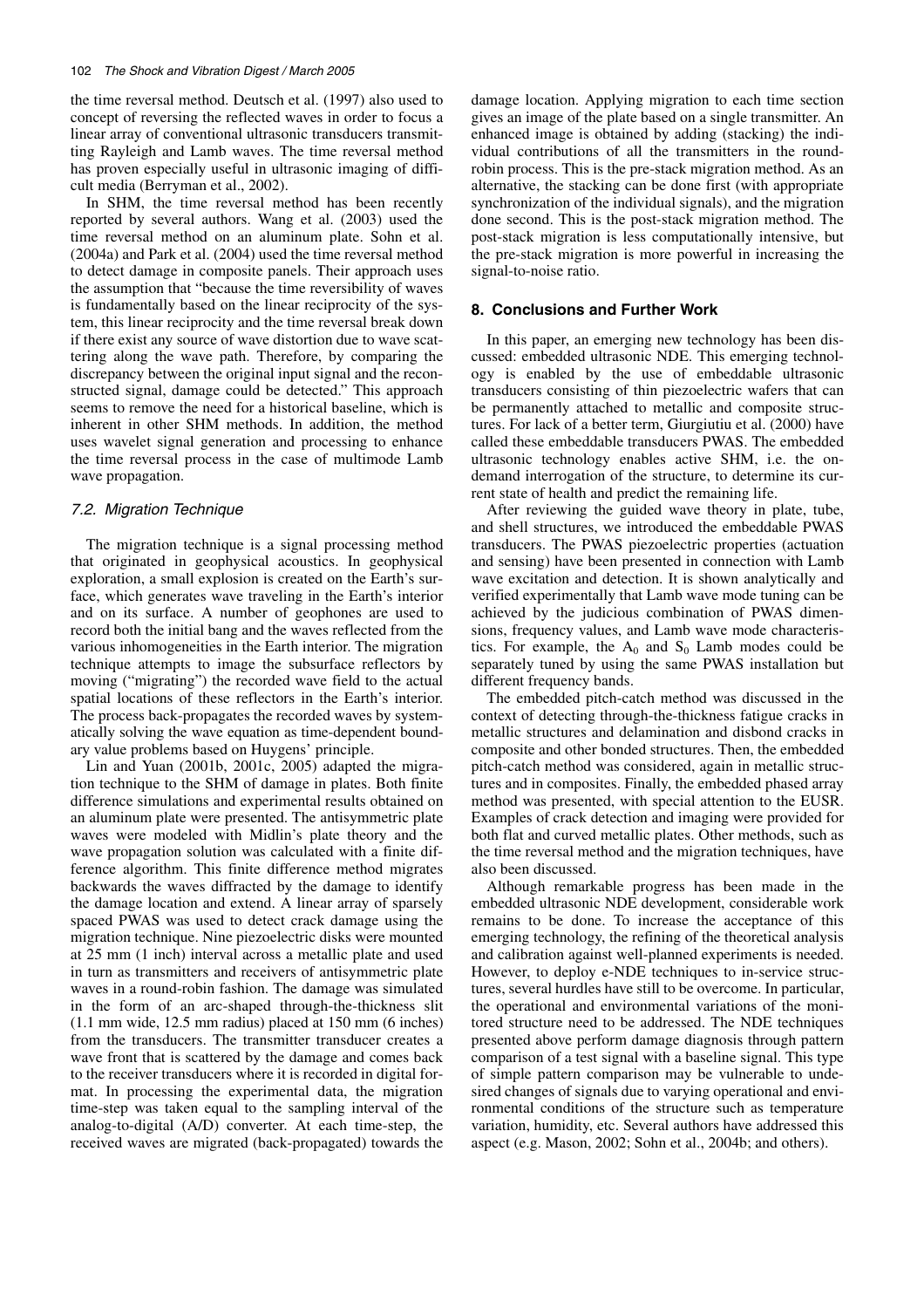the time reversal method. Deutsch et al. (1997) also used to concept of reversing the reflected waves in order to focus a linear array of conventional ultrasonic transducers transmitting Rayleigh and Lamb waves. The time reversal method has proven especially useful in ultrasonic imaging of difficult media (Berryman et al., 2002).

In SHM, the time reversal method has been recently reported by several authors. Wang et al. (2003) used the time reversal method on an aluminum plate. Sohn et al. (2004a) and Park et al. (2004) used the time reversal method to detect damage in composite panels. Their approach uses the assumption that "because the time reversibility of waves is fundamentally based on the linear reciprocity of the system, this linear reciprocity and the time reversal break down if there exist any source of wave distortion due to wave scattering along the wave path. Therefore, by comparing the discrepancy between the original input signal and the reconstructed signal, damage could be detected." This approach seems to remove the need for a historical baseline, which is inherent in other SHM methods. In addition, the method uses wavelet signal generation and processing to enhance the time reversal process in the case of multimode Lamb wave propagation.

### *7.2. Migration Technique*

The migration technique is a signal processing method that originated in geophysical acoustics. In geophysical exploration, a small explosion is created on the Earth's surface, which generates wave traveling in the Earth's interior and on its surface. A number of geophones are used to record both the initial bang and the waves reflected from the various inhomogeneities in the Earth interior. The migration technique attempts to image the subsurface reflectors by moving ("migrating") the recorded wave field to the actual spatial locations of these reflectors in the Earth's interior. The process back-propagates the recorded waves by systematically solving the wave equation as time-dependent boundary value problems based on Huygens' principle.

Lin and Yuan (2001b, 2001c, 2005) adapted the migration technique to the SHM of damage in plates. Both finite difference simulations and experimental results obtained on an aluminum plate were presented. The antisymmetric plate waves were modeled with Midlin's plate theory and the wave propagation solution was calculated with a finite difference algorithm. This finite difference method migrates backwards the waves diffracted by the damage to identify the damage location and extend. A linear array of sparsely spaced PWAS was used to detect crack damage using the migration technique. Nine piezoelectric disks were mounted at 25 mm (1 inch) interval across a metallic plate and used in turn as transmitters and receivers of antisymmetric plate waves in a round-robin fashion. The damage was simulated in the form of an arc-shaped through-the-thickness slit (1.1 mm wide, 12.5 mm radius) placed at 150 mm (6 inches) from the transducers. The transmitter transducer creates a wave front that is scattered by the damage and comes back to the receiver transducers where it is recorded in digital format. In processing the experimental data, the migration time-step was taken equal to the sampling interval of the analog-to-digital (A/D) converter. At each time-step, the received waves are migrated (back-propagated) towards the damage location. Applying migration to each time section gives an image of the plate based on a single transmitter. An enhanced image is obtained by adding (stacking) the individual contributions of all the transmitters in the round-robin process. This is the pre-stack migration method. As an alternative, the stacking can be done first (with appropriate synchronization of the individual signals), and the migration done second. This is the post-stack migration method. The post-stack migration is less computationally intensive, but the pre-stack migration is more powerful in increasing the signal-to-noise ratio.

## 8. Conclusions and Further Work

In this paper, an emerging new technology has been discussed: embedded ultrasonic NDE. This emerging technology is enabled by the use of embeddable ultrasonic transducers consisting of thin piezoelectric wafers that can be permanently attached to metallic and composite structures. For lack of a better term, Giurgiutiu et al. (2000) have called these embeddable transducers PWAS. The embedded ultrasonic technology enables active SHM, i.e. the on-demand interrogation of the structure, to determine its current state of health and predict the remaining life.

After reviewing the guided wave theory in plate, tube, and shell structures, we introduced the embeddable PWAS transducers. The PWAS piezoelectric properties (actuation and sensing) have been presented in connection with Lamb wave excitation and detection. It is shown analytically and verified experimentally that Lamb wave mode tuning can be achieved by the judicious combination of PWAS dimensions, frequency values, and Lamb wave mode characteristics. For example, the $A_0$ and $S_0$ Lamb modes could be separately tuned by using the same PWAS installation but different frequency bands.

The embedded pitch-catch method was discussed in the context of detecting through-the-thickness fatigue cracks in metallic structures and delamination and disbond cracks in composite and other bonded structures. Then, the embedded pitch-catch method was considered, again in metallic structures and in composites. Finally, the embedded phased array method was presented, with special attention to the EUSR. Examples of crack detection and imaging were provided for both flat and curved metallic plates. Other methods, such as the time reversal method and the migration techniques, have also been discussed.

Although remarkable progress has been made in the embedded ultrasonic NDE development, considerable work remains to be done. To increase the acceptance of this emerging technology, the refining of the theoretical analysis and calibration against well-planned experiments is needed. However, to deploy e-NDE techniques to in-service structures, several hurdles have still to be overcome. In particular, the operational and environmental variations of the monitored structure need to be addressed. The NDE techniques presented above perform damage diagnosis through pattern comparison of a test signal with a baseline signal. This type of simple pattern comparison may be vulnerable to undesired changes of signals due to varying operational and environmental conditions of the structure such as temperature variation, humidity, etc. Several authors have addressed this aspect (e.g. Mason, 2002; Sohn et al., 2004b; and others).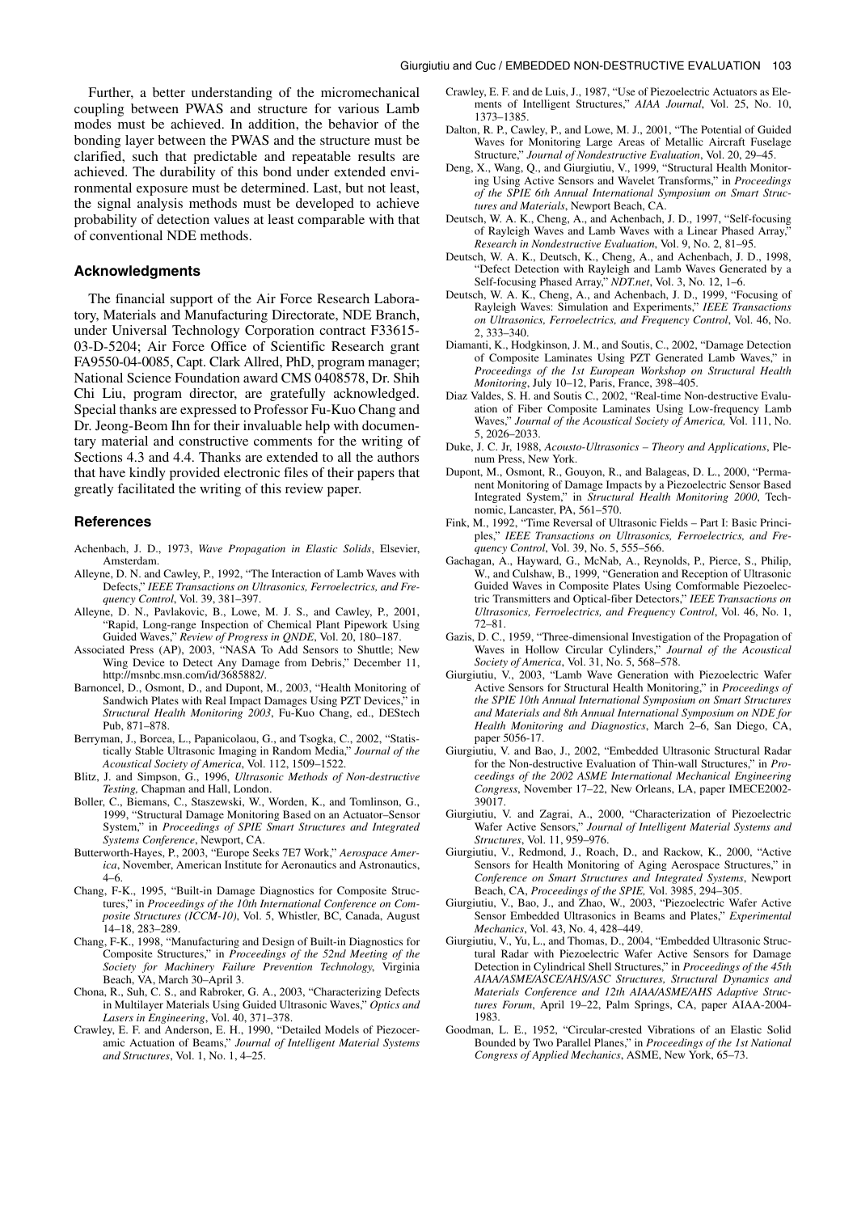Further, a better understanding of the micromechanical coupling between PWAS and structure for various Lamb modes must be achieved. In addition, the behavior of the bonding layer between the PWAS and the structure must be clarified, such that predictable and repeatable results are achieved. The durability of this bond under extended environmental exposure must be determined. Last, but not least, the signal analysis methods must be developed to achieve probability of detection values at least comparable with that of conventional NDE methods.

## Acknowledgments

The financial support of the Air Force Research Laboratory, Materials and Manufacturing Directorate, NDE Branch, under Universal Technology Corporation contract F33615-03-D-5204; Air Force Office of Scientific Research grant FA9550-04-0085, Capt. Clark Allred, PhD, program manager; National Science Foundation award CMS 0408578, Dr. Shih Chi Liu, program director, are gratefully acknowledged. Special thanks are expressed to Professor Fu-Kuo Chang and Dr. Jeong-Beom Ihn for their invaluable help with documentary material and constructive comments for the writing of Sections 4.3 and 4.4. Thanks are extended to all the authors that have kindly provided electronic files of their papers that greatly facilitated the writing of this review paper.

## References

Achenbach, J. D., 1973, *Wave Propagation in Elastic Solids*, Elsevier, Amsterdam.

Alleyne, D. N. and Cawley, P., 1992, "The Interaction of Lamb Waves with Defects," *IEEE Transactions on Ultrasonics, Ferroelectrics, and Frequency Control*, Vol. 39, 381–397.

Alleyne, D. N., Pavlakovic, B., Lowe, M. J. S., and Cawley, P., 2001, "Rapid, Long-range Inspection of Chemical Plant Pipework Using Guided Waves," *Review of Progress in QNDE*, Vol. 20, 180–187.

Associated Press (AP), 2003, "NASA To Add Sensors to Shuttle; New Wing Device to Detect Any Damage from Debris," December 11, http://msnbc.msn.com/id/3685882/.

Barnoncel, D., Osmont, D., and Dupont, M., 2003, "Health Monitoring of Sandwich Plates with Real Impact Damages Using PZT Devices," in *Structural Health Monitoring 2003*, Fu-Kuo Chang, ed., DEStech Pub, 871–878.

Berryman, J., Borcea, L., Papanicolaou, G., and Tsogka, C., 2002, "Statistically Stable Ultrasonic Imaging in Random Media," *Journal of the Acoustical Society of America*, Vol. 112, 1509–1522.

Blitz, J. and Simpson, G., 1996, *Ultrasonic Methods of Non-destructive Testing,* Chapman and Hall, London.

Boller, C., Biemans, C., Staszewski, W., Worden, K., and Tomlinson, G., 1999, "Structural Damage Monitoring Based on an Actuator–Sensor System," in *Proceedings of SPIE Smart Structures and Integrated Systems Conference*, Newport, CA.

Butterworth-Hayes, P., 2003, "Europe Seeks 7E7 Work," *Aerospace America*, November, American Institute for Aeronautics and Astronautics, 4–6.

Chang, F-K., 1995, "Built-in Damage Diagnostics for Composite Structures," in *Proceedings of the 10th International Conference on Composite Structures (ICCM-10)*, Vol. 5, Whistler, BC, Canada, August 14–18, 283–289.

Chang, F-K., 1998, "Manufacturing and Design of Built-in Diagnostics for Composite Structures," in *Proceedings of the 52nd Meeting of the Society for Machinery Failure Prevention Technology*, Virginia Beach, VA, March 30–April 3.

Chona, R., Suh, C. S., and Rabroker, G. A., 2003, "Characterizing Defects in Multilayer Materials Using Guided Ultrasonic Waves," *Optics and Lasers in Engineering*, Vol. 40, 371–378.

Crawley, E. F. and Anderson, E. H., 1990, "Detailed Models of Piezoceramic Actuation of Beams," *Journal of Intelligent Material Systems and Structures*, Vol. 1, No. 1, 4–25.

Crawley, E. F. and de Luis, J., 1987, "Use of Piezoelectric Actuators as Elements of Intelligent Structures," *AIAA Journal*, Vol. 25, No. 10, 1373–1385.

Dalton, R. P., Cawley, P., and Lowe, M. J., 2001, "The Potential of Guided Waves for Monitoring Large Areas of Metallic Aircraft Fuselage Structure," *Journal of Nondestructive Evaluation*, Vol. 20, 29–45.

Deng, X., Wang, Q., and Giurgiutiu, V., 1999, "Structural Health Monitoring Using Active Sensors and Wavelet Transforms," in *Proceedings of the SPIE 6th Annual International Symposium on Smart Structures and Materials*, Newport Beach, CA.

Deutsch, W. A. K., Cheng, A., and Achenbach, J. D., 1997, "Self-focusing of Rayleigh Waves and Lamb Waves with a Linear Phased Array," *Research in Nondestructive Evaluation*, Vol. 9, No. 2, 81–95.

Deutsch, W. A. K., Deutsch, K., Cheng, A., and Achenbach, J. D., 1998, "Defect Detection with Rayleigh and Lamb Waves Generated by a Self-focusing Phased Array," *NDT.net*, Vol. 3, No. 12, 1–6.

Deutsch, W. A. K., Cheng, A., and Achenbach, J. D., 1999, "Focusing of Rayleigh Waves: Simulation and Experiments," *IEEE Transactions on Ultrasonics, Ferroelectrics, and Frequency Control*, Vol. 46, No. 2, 333–340.

Diamanti, K., Hodgkinson, J. M., and Soutis, C., 2002, "Damage Detection of Composite Laminates Using PZT Generated Lamb Waves," in *Proceedings of the 1st European Workshop on Structural Health Monitoring*, July 10–12, Paris, France, 398–405.

Diaz Valdes, S. H. and Soutis C., 2002, "Real-time Non-destructive Evaluation of Fiber Composite Laminates Using Low-frequency Lamb Waves," *Journal of the Acoustical Society of America,* Vol. 111, No. 5, 2026–2033.

Duke, J. C. Jr, 1988, *Acousto-Ultrasonics – Theory and Applications*, Plenum Press, New York.

Dupont, M., Osmont, R., Gouyon, R., and Balageas, D. L., 2000, "Permanent Monitoring of Damage Impacts by a Piezoelectric Sensor Based Integrated System," in *Structural Health Monitoring 2000*, Technomic, Lancaster, PA, 561–570.

Fink, M., 1992, "Time Reversal of Ultrasonic Fields – Part I: Basic Principles," *IEEE Transactions on Ultrasonics, Ferroelectrics, and Frequency Control*, Vol. 39, No. 5, 555–566.

Gachagan, A., Hayward, G., McNab, A., Reynolds, P., Pierce, S., Philip, W., and Culshaw, B., 1999, "Generation and Reception of Ultrasonic Guided Waves in Composite Plates Using Comformable Piezoelectric Transmitters and Optical-fiber Detectors," *IEEE Transactions on Ultrasonics, Ferroelectrics, and Frequency Control*, Vol. 46, No. 1, 72–81.

Gazis, D. C., 1959, "Three-dimensional Investigation of the Propagation of Waves in Hollow Circular Cylinders," *Journal of the Acoustical Society of America*, Vol. 31, No. 5, 568–578.

Giurgiutiu, V., 2003, "Lamb Wave Generation with Piezoelectric Wafer Active Sensors for Structural Health Monitoring," in *Proceedings of the SPIE 10th Annual International Symposium on Smart Structures and Materials and 8th Annual International Symposium on NDE for Health Monitoring and Diagnostics*, March 2–6, San Diego, CA, paper 5056-17.

Giurgiutiu, V. and Bao, J., 2002, "Embedded Ultrasonic Structural Radar for the Non-destructive Evaluation of Thin-wall Structures," in *Proceedings of the 2002 ASME International Mechanical Engineering Congress*, November 17–22, New Orleans, LA, paper IMECE2002-39017.

Giurgiutiu, V. and Zagrai, A., 2000, "Characterization of Piezoelectric Wafer Active Sensors," *Journal of Intelligent Material Systems and Structures*, Vol. 11, 959–976.

Giurgiutiu, V., Redmond, J., Roach, D., and Rackow, K., 2000, "Active Sensors for Health Monitoring of Aging Aerospace Structures," in *Conference on Smart Structures and Integrated Systems*, Newport Beach, CA, *Proceedings of the SPIE,* Vol. 3985, 294–305.

Giurgiutiu, V., Bao, J., and Zhao, W., 2003, "Piezoelectric Wafer Active Sensor Embedded Ultrasonics in Beams and Plates," *Experimental Mechanics*, Vol. 43, No. 4, 428–449.

Giurgiutiu, V., Yu, L., and Thomas, D., 2004, "Embedded Ultrasonic Structural Radar with Piezoelectric Wafer Active Sensors for Damage Detection in Cylindrical Shell Structures," in *Proceedings of the 45th AIAA/ASME/ASCE/AHS/ASC Structures, Structural Dynamics and Materials Conference and 12th AIAA/ASME/AHS Adaptive Structures Forum*, April 19–22, Palm Springs, CA, paper AIAA-2004-1983.

Goodman, L. E., 1952, "Circular-crested Vibrations of an Elastic Solid Bounded by Two Parallel Planes," in *Proceedings of the 1st National Congress of Applied Mechanics*, ASME, New York, 65–73.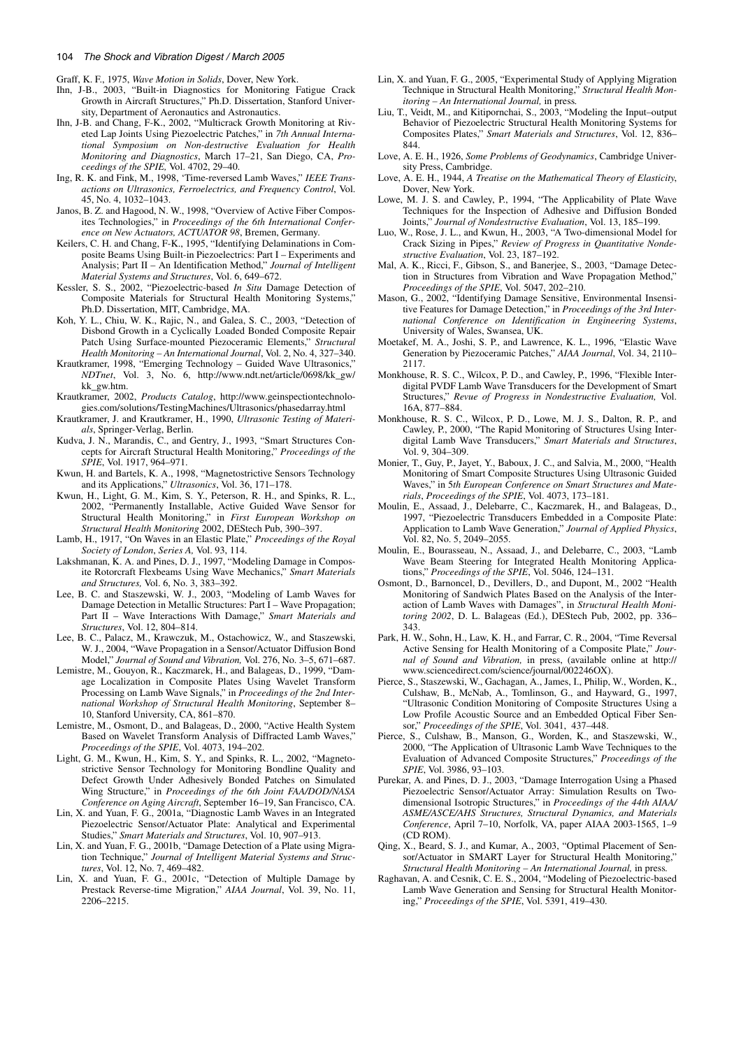Graff, K. F., 1975, *Wave Motion in Solids*, Dover, New York.

Ihn, J-B., 2003, "Built-in Diagnostics for Monitoring Fatigue Crack Growth in Aircraft Structures," Ph.D. Dissertation, Stanford University, Department of Aeronautics and Astronautics.

Ihn, J-B. and Chang, F-K., 2002, "Multicrack Growth Monitoring at Riveted Lap Joints Using Piezoelectric Patches," in *7th Annual International Symposium on Non-destructive Evaluation for Health Monitoring and Diagnostics*, March 17–21, San Diego, CA, *Proceedings of the SPIE,* Vol. 4702, 29–40.

Ing, R. K. and Fink, M., 1998, "Time-reversed Lamb Waves," *IEEE Transactions on Ultrasonics, Ferroelectrics, and Frequency Control*, Vol. 45, No. 4, 1032–1043.

Janos, B. Z. and Hagood, N. W., 1998, "Overview of Active Fiber Composites Technologies," in *Proceedings of the 6th International Conference on New Actuators, ACTUATOR 98*, Bremen, Germany.

Keilers, C. H. and Chang, F-K., 1995, "Identifying Delaminations in Composite Beams Using Built-in Piezoelectrics: Part I – Experiments and Analysis; Part II – An Identification Method," *Journal of Intelligent Material Systems and Structures*, Vol. 6, 649–672.

Kessler, S. S., 2002, "Piezoelectric-based *In Situ* Damage Detection of Composite Materials for Structural Health Monitoring Systems," Ph.D. Dissertation, MIT, Cambridge, MA.

Koh, Y. L., Chiu, W. K., Rajic, N., and Galea, S. C., 2003, "Detection of Disbond Growth in a Cyclically Loaded Bonded Composite Repair Patch Using Surface-mounted Piezoceramic Elements," *Structural Health Monitoring – An International Journal*, Vol. 2, No. 4, 327–340.

Krautkramer, 1998, "Emerging Technology – Guided Wave Ultrasonics," *NDTnet*, Vol. 3, No. 6, http://www.ndt.net/article/0698/kk_gw/kk_gw.htm.

Krautkramer, 2002, *Products Catalog*, http://www.geinspectiontechnologies.com/solutions/TestingMachines/Ultrasonics/phasedarray.html

Krautkramer, J. and Krautkramer, H., 1990, *Ultrasonic Testing of Materials*, Springer-Verlag, Berlin.

Kudva, J. N., Marandis, C., and Gentry, J., 1993, "Smart Structures Concepts for Aircraft Structural Health Monitoring," *Proceedings of the SPIE*, Vol. 1917, 964–971.

Kwun, H. and Bartels, K. A., 1998, "Magnetostrictive Sensors Technology and its Applications," *Ultrasonics*, Vol. 36, 171–178.

Kwun, H., Light, G. M., Kim, S. Y., Peterson, R. H., and Spinks, R. L., 2002, "Permanently Installable, Active Guided Wave Sensor for Structural Health Monitoring," in *First European Workshop on Structural Health Monitoring* 2002, DEStech Pub, 390–397.

Lamb, H., 1917, "On Waves in an Elastic Plate," *Proceedings of the Royal Society of London*, *Series A,* Vol. 93, 114.

Lakshmanan, K. A. and Pines, D. J., 1997, "Modeling Damage in Composite Rotorcraft Flexbeams Using Wave Mechanics," *Smart Materials and Structures,* Vol. 6, No. 3, 383–392.

Lee, B. C. and Staszewski, W. J., 2003, "Modeling of Lamb Waves for Damage Detection in Metallic Structures: Part I – Wave Propagation; Part II – Wave Interactions With Damage," *Smart Materials and Structures*, Vol. 12, 804–814.

Lee, B. C., Palacz, M., Krawczuk, M., Ostachowicz, W., and Staszewski, W. J., 2004, "Wave Propagation in a Sensor/Actuator Diffusion Bond Model," *Journal of Sound and Vibration,* Vol. 276, No. 3–5, 671–687.

Lemistre, M., Gouyon, R., Kaczmarek, H., and Balageas, D., 1999, "Damage Localization in Composite Plates Using Wavelet Transform Processing on Lamb Wave Signals," in *Proceedings of the 2nd International Workshop of Structural Health Monitoring*, September 8–10, Stanford University, CA, 861–870.

Lemistre, M., Osmont, D., and Balageas, D., 2000, "Active Health System Based on Wavelet Transform Analysis of Diffracted Lamb Waves," *Proceedings of the SPIE*, Vol. 4073, 194–202.

Light, G. M., Kwun, H., Kim, S. Y., and Spinks, R. L., 2002, "Magnetostrictive Sensor Technology for Monitoring Bondline Quality and Defect Growth Under Adhesively Bonded Patches on Simulated Wing Structure," in *Proceedings of the 6th Joint FAA/DOD/NASA Conference on Aging Aircraft*, September 16–19, San Francisco, CA.

Lin, X. and Yuan, F. G., 2001a, "Diagnostic Lamb Waves in an Integrated Piezoelectric Sensor/Actuator Plate: Analytical and Experimental Studies," *Smart Materials and Structures*, Vol. 10, 907–913.

Lin, X. and Yuan, F. G., 2001b, "Damage Detection of a Plate using Migration Technique," *Journal of Intelligent Material Systems and Structures*, Vol. 12, No. 7, 469–482.

Lin, X. and Yuan, F. G., 2001c, "Detection of Multiple Damage by Prestack Reverse-time Migration," *AIAA Journal*, Vol. 39, No. 11, 2206–2215.

Lin, X. and Yuan, F. G., 2005, "Experimental Study of Applying Migration Technique in Structural Health Monitoring," *Structural Health Monitoring – An International Journal,* in press*.*

Liu, T., Veidt, M., and Kitipornchai, S., 2003, "Modeling the Input–output Behavior of Piezoelectric Structural Health Monitoring Systems for Composites Plates," *Smart Materials and Structures*, Vol. 12, 836–844.

Love, A. E. H., 1926, *Some Problems of Geodynamics*, Cambridge University Press, Cambridge.

Love, A. E. H., 1944, *A Treatise on the Mathematical Theory of Elasticity*, Dover, New York.

Lowe, M. J. S. and Cawley, P., 1994, "The Applicability of Plate Wave Techniques for the Inspection of Adhesive and Diffusion Bonded Joints," *Journal of Nondestructive Evaluation*, Vol. 13, 185–199.

Luo, W., Rose, J. L., and Kwun, H., 2003, "A Two-dimensional Model for Crack Sizing in Pipes," *Review of Progress in Quantitative Nondestructive Evaluation*, Vol. 23, 187–192.

Mal, A. K., Ricci, F., Gibson, S., and Banerjee, S., 2003, "Damage Detection in Structures from Vibration and Wave Propagation Method," *Proceedings of the SPIE*, Vol. 5047, 202–210.

Mason, G., 2002, "Identifying Damage Sensitive, Environmental Insensitive Features for Damage Detection," in *Proceedings of the 3rd International Conference on Identification in Engineering Systems*, University of Wales, Swansea, UK.

Moetakef, M. A., Joshi, S. P., and Lawrence, K. L., 1996, "Elastic Wave Generation by Piezoceramic Patches," *AIAA Journal*, Vol. 34, 2110–2117.

Monkhouse, R. S. C., Wilcox, P. D., and Cawley, P., 1996, "Flexible Interdigital PVDF Lamb Wave Transducers for the Development of Smart Structures," *Revue of Progress in Nondestructive Evaluation,* Vol. 16A, 877–884.

Monkhouse, R. S. C., Wilcox, P. D., Lowe, M. J. S., Dalton, R. P., and Cawley, P., 2000, "The Rapid Monitoring of Structures Using Interdigital Lamb Wave Transducers," *Smart Materials and Structures*, Vol. 9, 304–309.

Monier, T., Guy, P., Jayet, Y., Baboux, J. C., and Salvia, M., 2000, "Health Monitoring of Smart Composite Structures Using Ultrasonic Guided Waves," in *5th European Conference on Smart Structures and Materials*, *Proceedings of the SPIE*, Vol. 4073, 173–181.

Moulin, E., Assaad, J., Delebarre, C., Kaczmarek, H., and Balageas, D., 1997, "Piezoelectric Transducers Embedded in a Composite Plate: Application to Lamb Wave Generation," *Journal of Applied Physics*, Vol. 82, No. 5, 2049–2055.

Moulin, E., Bourasseau, N., Assaad, J., and Delebarre, C., 2003, "Lamb Wave Beam Steering for Integrated Health Monitoring Applications," *Proceedings of the SPIE*, Vol. 5046, 124–131.

Osmont, D., Barnoncel, D., Devillers, D., and Dupont, M., 2002 "Health Monitoring of Sandwich Plates Based on the Analysis of the Interaction of Lamb Waves with Damages", in *Structural Health Monitoring 2002*, D. L. Balageas (Ed.), DEStech Pub, 2002, pp. 336–343.

Park, H. W., Sohn, H., Law, K. H., and Farrar, C. R., 2004, "Time Reversal Active Sensing for Health Monitoring of a Composite Plate," *Journal of Sound and Vibration,* in press, (available online at http://www.sciencedirect.com/science/journal/002246OX).

Pierce, S., Staszewski, W., Gachagan, A., James, I., Philip, W., Worden, K., Culshaw, B., McNab, A., Tomlinson, G., and Hayward, G., 1997, "Ultrasonic Condition Monitoring of Composite Structures Using a Low Profile Acoustic Source and an Embedded Optical Fiber Sensor," *Proceedings of the SPIE*, Vol. 3041, 437–448.

Pierce, S., Culshaw, B., Manson, G., Worden, K., and Staszewski, W., 2000, "The Application of Ultrasonic Lamb Wave Techniques to the Evaluation of Advanced Composite Structures," *Proceedings of the SPIE*, Vol. 3986, 93–103.

Purekar, A. and Pines, D. J., 2003, "Damage Interrogation Using a Phased Piezoelectric Sensor/Actuator Array: Simulation Results on Two-dimensional Isotropic Structures," in *Proceedings of the 44th AIAA/ASME/ASCE/AHS Structures, Structural Dynamics, and Materials Conference*, April 7–10, Norfolk, VA, paper AIAA 2003-1565, 1–9 (CD ROM).

Qing, X., Beard, S. J., and Kumar, A., 2003, "Optimal Placement of Sensor/Actuator in SMART Layer for Structural Health Monitoring," *Structural Health Monitoring – An International Journal,* in press*.*

Raghavan, A. and Cesnik, C. E. S., 2004, "Modeling of Piezoelectric-based Lamb Wave Generation and Sensing for Structural Health Monitoring," *Proceedings of the SPIE*, Vol. 5391, 419–430.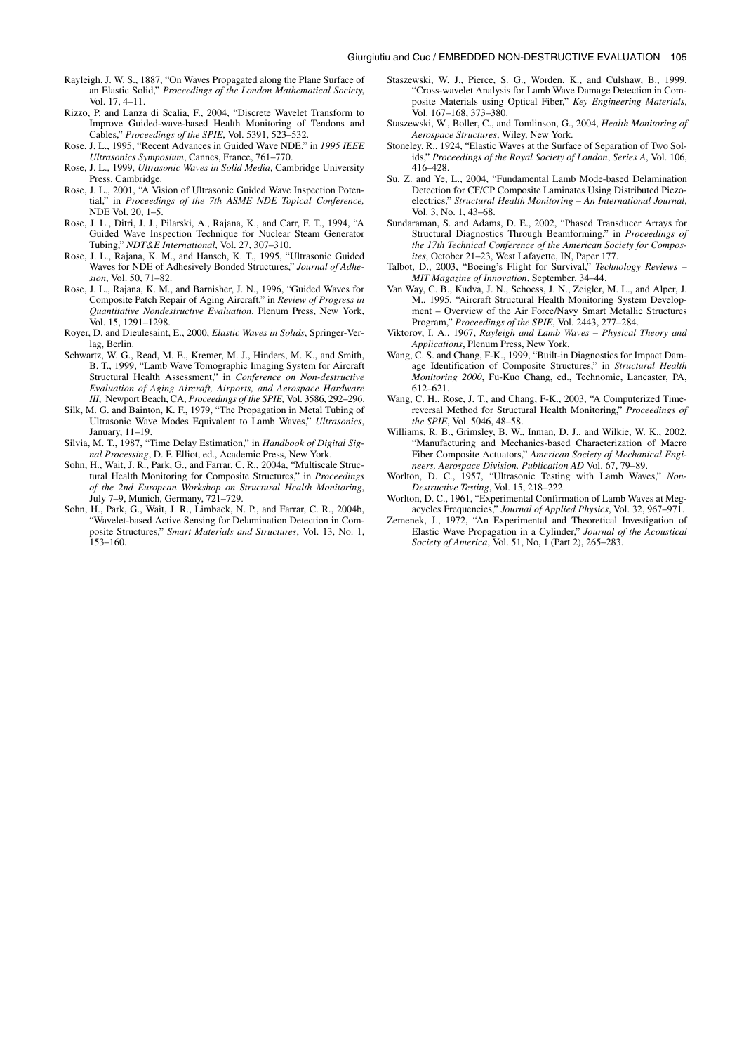Rayleigh, J. W. S., 1887, "On Waves Propagated along the Plane Surface of an Elastic Solid," *Proceedings of the London Mathematical Society*, Vol. 17, 4–11.

Rizzo, P. and Lanza di Scalia, F., 2004, "Discrete Wavelet Transform to Improve Guided-wave-based Health Monitoring of Tendons and Cables," *Proceedings of the SPIE*, Vol. 5391, 523–532.

Rose, J. L., 1995, "Recent Advances in Guided Wave NDE," in *1995 IEEE Ultrasonics Symposium*, Cannes, France, 761–770.

Rose, J. L., 1999, *Ultrasonic Waves in Solid Media*, Cambridge University Press, Cambridge.

Rose, J. L., 2001, "A Vision of Ultrasonic Guided Wave Inspection Potential," in *Proceedings of the 7th ASME NDE Topical Conference,* NDE Vol. 20, 1–5.

Rose, J. L., Ditri, J. J., Pilarski, A., Rajana, K., and Carr, F. T., 1994, "A Guided Wave Inspection Technique for Nuclear Steam Generator Tubing," *NDT&E International*, Vol. 27, 307–310.

Rose, J. L., Rajana, K. M., and Hansch, K. T., 1995, "Ultrasonic Guided Waves for NDE of Adhesively Bonded Structures," *Journal of Adhesion*, Vol. 50, 71–82.

Rose, J. L., Rajana, K. M., and Barnisher, J. N., 1996, "Guided Waves for Composite Patch Repair of Aging Aircraft," in *Review of Progress in Quantitative Nondestructive Evaluation*, Plenum Press, New York, Vol. 15, 1291–1298.

Royer, D. and Dieulesaint, E., 2000, *Elastic Waves in Solids*, Springer-Verlag, Berlin.

Schwartz, W. G., Read, M. E., Kremer, M. J., Hinders, M. K., and Smith, B. T., 1999, "Lamb Wave Tomographic Imaging System for Aircraft Structural Health Assessment," in *Conference on Non-destructive Evaluation of Aging Aircraft, Airports, and Aerospace Hardware III*, Newport Beach, CA, *Proceedings of the SPIE,* Vol. 3586, 292–296.

Silk, M. G. and Bainton, K. F., 1979, "The Propagation in Metal Tubing of Ultrasonic Wave Modes Equivalent to Lamb Waves," *Ultrasonics*, January, 11–19.

Silvia, M. T., 1987, "Time Delay Estimation," in *Handbook of Digital Signal Processing*, D. F. Elliot, ed., Academic Press, New York.

Sohn, H., Wait, J. R., Park, G., and Farrar, C. R., 2004a, "Multiscale Structural Health Monitoring for Composite Structures," in *Proceedings of the 2nd European Workshop on Structural Health Monitoring*, July 7–9, Munich, Germany, 721–729.

Sohn, H., Park, G., Wait, J. R., Limback, N. P., and Farrar, C. R., 2004b, "Wavelet-based Active Sensing for Delamination Detection in Composite Structures," *Smart Materials and Structures*, Vol. 13, No. 1, 153–160.

Staszewski, W. J., Pierce, S. G., Worden, K., and Culshaw, B., 1999, "Cross-wavelet Analysis for Lamb Wave Damage Detection in Composite Materials using Optical Fiber," *Key Engineering Materials*, Vol. 167–168, 373–380.

Staszewski, W., Boller, C., and Tomlinson, G., 2004, *Health Monitoring of Aerospace Structures*, Wiley, New York.

Stoneley, R., 1924, "Elastic Waves at the Surface of Separation of Two Solids," *Proceedings of the Royal Society of London*, *Series A*, Vol. 106, 416–428.

Su, Z. and Ye, L., 2004, "Fundamental Lamb Mode-based Delamination Detection for CF/CP Composite Laminates Using Distributed Piezoelectrics," *Structural Health Monitoring – An International Journal*, Vol. 3, No. 1, 43–68.

Sundaraman, S. and Adams, D. E., 2002, "Phased Transducer Arrays for Structural Diagnostics Through Beamforming," in *Proceedings of the 17th Technical Conference of the American Society for Composites*, October 21–23, West Lafayette, IN, Paper 177.

Talbot, D., 2003, "Boeing's Flight for Survival," *Technology Reviews – MIT Magazine of Innovation*, September, 34–44.

Van Way, C. B., Kudva, J. N., Schoess, J. N., Zeigler, M. L., and Alper, J. M., 1995, "Aircraft Structural Health Monitoring System Development – Overview of the Air Force/Navy Smart Metallic Structures Program," *Proceedings of the SPIE*, Vol. 2443, 277–284.

Viktorov, I. A., 1967, *Rayleigh and Lamb Waves – Physical Theory and Applications*, Plenum Press, New York.

Wang, C. S. and Chang, F-K., 1999, "Built-in Diagnostics for Impact Damage Identification of Composite Structures," in *Structural Health Monitoring 2000*, Fu-Kuo Chang, ed., Technomic, Lancaster, PA, 612–621.

Wang, C. H., Rose, J. T., and Chang, F-K., 2003, "A Computerized Time-reversal Method for Structural Health Monitoring," *Proceedings of the SPIE*, Vol. 5046, 48–58.

Williams, R. B., Grimsley, B. W., Inman, D. J., and Wilkie, W. K., 2002, "Manufacturing and Mechanics-based Characterization of Macro Fiber Composite Actuators," *American Society of Mechanical Engineers, Aerospace Division, Publication AD* Vol. 67, 79–89.

Worlton, D. C., 1957, "Ultrasonic Testing with Lamb Waves," *Non-Destructive Testing*, Vol. 15, 218–222.

Worlton, D. C., 1961, "Experimental Confirmation of Lamb Waves at Megacycles Frequencies," *Journal of Applied Physics*, Vol. 32, 967–971.

Zemenek, J., 1972, "An Experimental and Theoretical Investigation of Elastic Wave Propagation in a Cylinder," *Journal of the Acoustical Society of America*, Vol. 51, No. 1 (Part 2), 265–283.